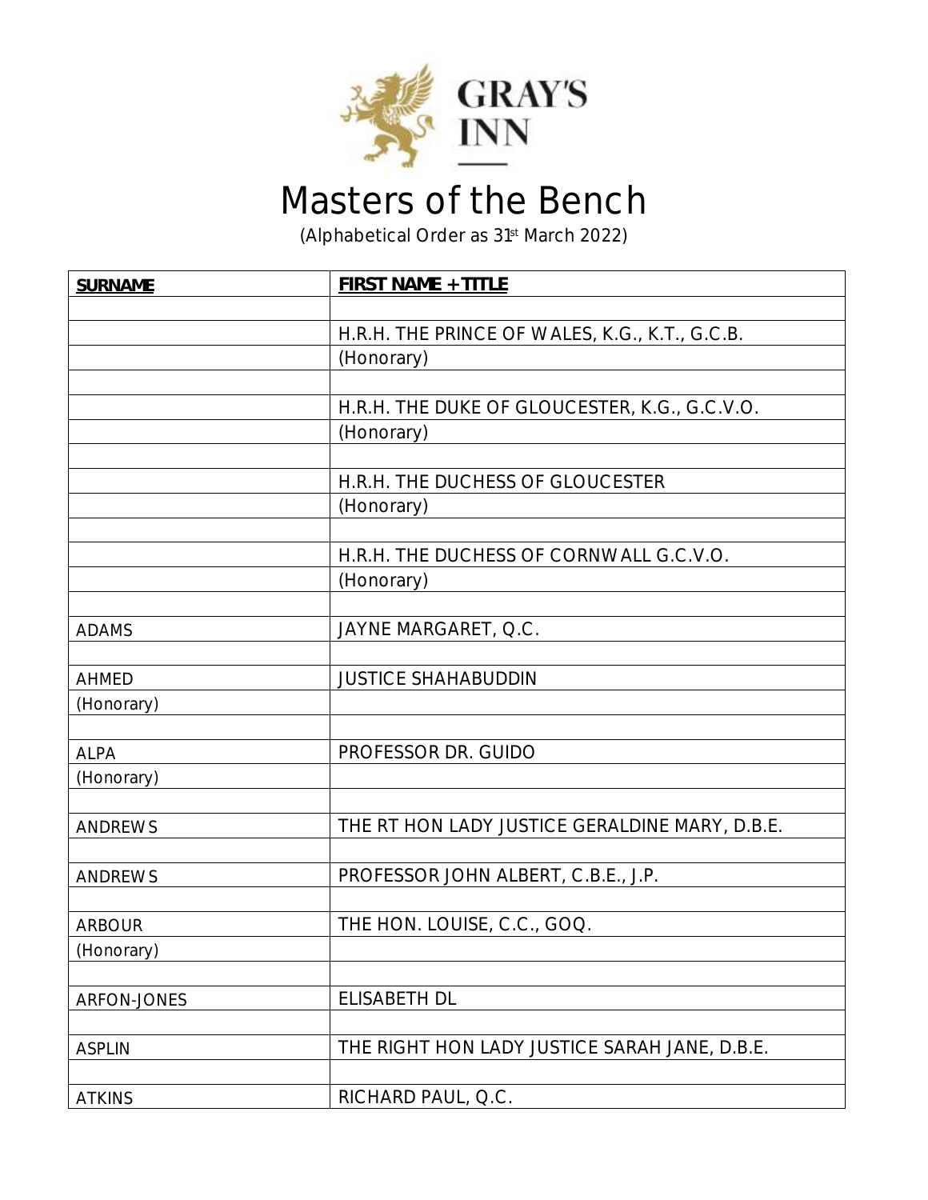GRAY'S INN

# Masters of the Bench

(Alphabetical Order as 31st March 2022)

| SURNAME | FIRST NAME + TITLE |
|---|---|
| | |
| | H.R.H. THE PRINCE OF WALES, K.G., K.T., G.C.B. |
| | (Honorary) |
| | |
| | H.R.H. THE DUKE OF GLOUCESTER, K.G., G.C.V.O. |
| | (Honorary) |
| | |
| | H.R.H. THE DUCHESS OF GLOUCESTER |
| | (Honorary) |
| | |
| | H.R.H. THE DUCHESS OF CORNWALL G.C.V.O. |
| | (Honorary) |
| | |
| ADAMS | JAYNE MARGARET, Q.C. |
| | |
| AHMED | JUSTICE SHAHABUDDIN |
| (Honorary) | |
| | |
| ALPA | PROFESSOR DR. GUIDO |
| (Honorary) | |
| | |
| ANDREWS | THE RT HON LADY JUSTICE GERALDINE MARY, D.B.E. |
| | |
| ANDREWS | PROFESSOR JOHN ALBERT, C.B.E., J.P. |
| | |
| ARBOUR | THE HON. LOUISE, C.C., GOQ. |
| (Honorary) | |
| | |
| ARFON-JONES | ELISABETH DL |
| | |
| ASPLIN | THE RIGHT HON LADY JUSTICE SARAH JANE, D.B.E. |
| | |
| ATKINS | RICHARD PAUL, Q.C. |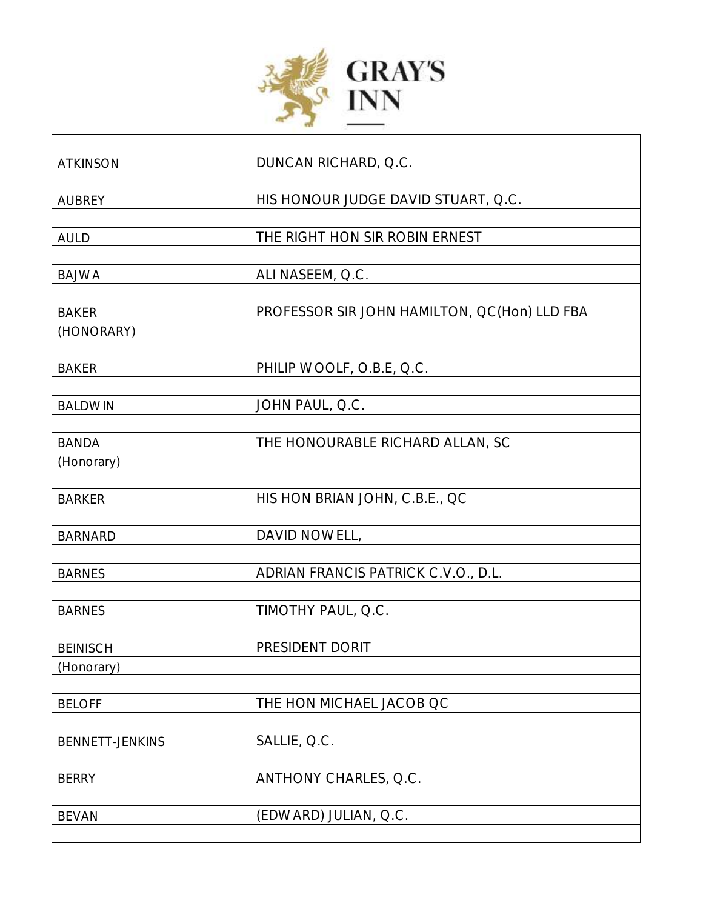| | |
|---|---|
| ATKINSON | DUNCAN RICHARD, Q.C. |
| | |
| AUBREY | HIS HONOUR JUDGE DAVID STUART, Q.C. |
| | |
| AULD | THE RIGHT HON SIR ROBIN ERNEST |
| | |
| BAJWA | ALI NASEEM, Q.C. |
| | |
| BAKER | PROFESSOR SIR JOHN HAMILTON, QC(Hon) LLD FBA |
| (HONORARY) | |
| | |
| BAKER | PHILIP WOOLF, O.B.E, Q.C. |
| | |
| BALDWIN | JOHN PAUL, Q.C. |
| | |
| BANDA | THE HONOURABLE RICHARD ALLAN, SC |
| (Honorary) | |
| | |
| BARKER | HIS HON BRIAN JOHN, C.B.E., QC |
| | |
| BARNARD | DAVID NOWELL, |
| | |
| BARNES | ADRIAN FRANCIS PATRICK C.V.O., D.L. |
| | |
| BARNES | TIMOTHY PAUL, Q.C. |
| | |
| BEINISCH | PRESIDENT DORIT |
| (Honorary) | |
| | |
| BELOFF | THE HON MICHAEL JACOB QC |
| | |
| BENNETT-JENKINS | SALLIE, Q.C. |
| | |
| BERRY | ANTHONY CHARLES, Q.C. |
| | |
| BEVAN | (EDWARD) JULIAN, Q.C. |
| | |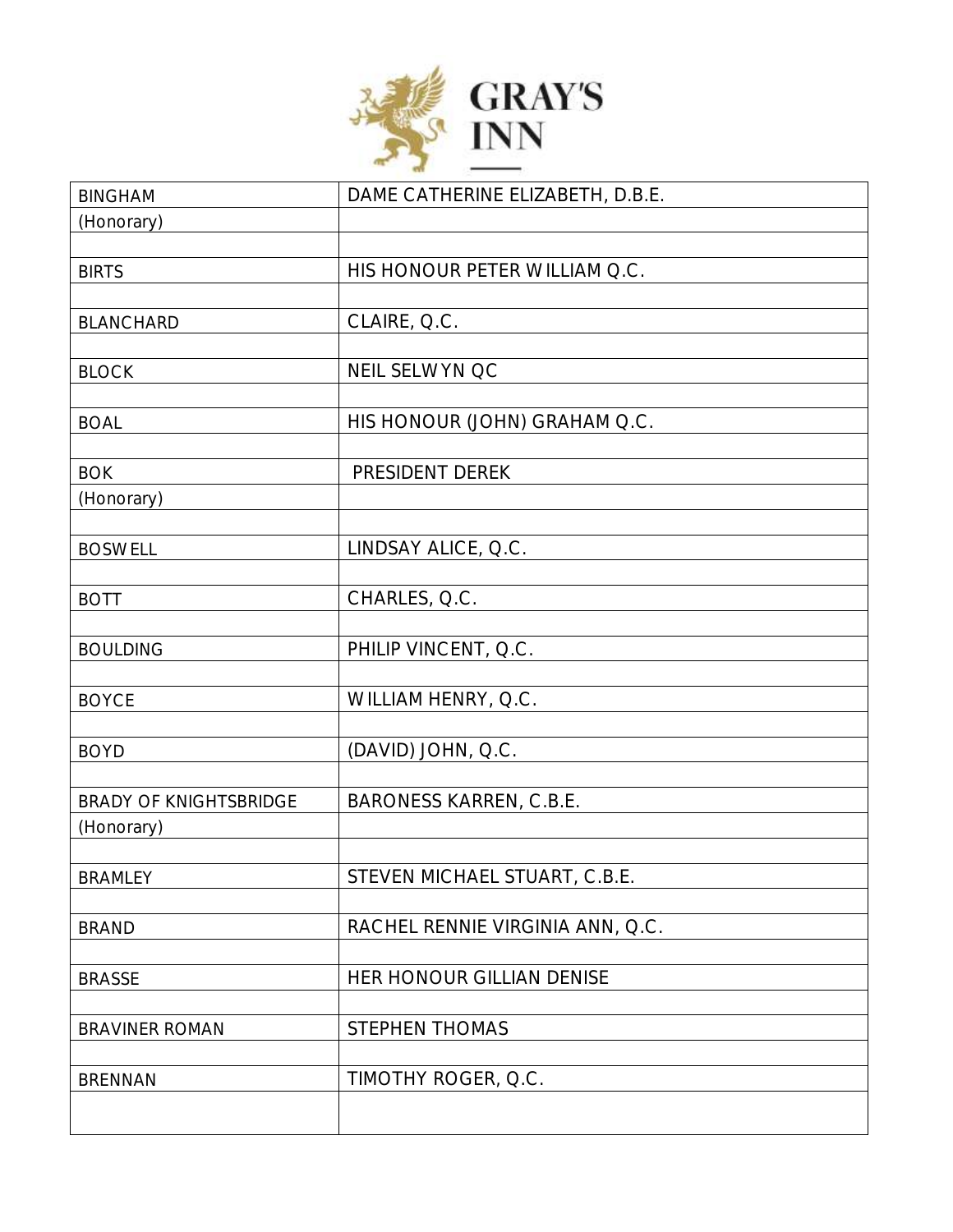**GRAY'S INN**

| | |
|---|---|
| BINGHAM | DAME CATHERINE ELIZABETH, D.B.E. |
| (Honorary) | |
| | |
| BIRTS | HIS HONOUR PETER WILLIAM Q.C. |
| | |
| BLANCHARD | CLAIRE, Q.C. |
| | |
| BLOCK | NEIL SELWYN QC |
| | |
| BOAL | HIS HONOUR (JOHN) GRAHAM Q.C. |
| | |
| BOK | PRESIDENT DEREK |
| (Honorary) | |
| | |
| BOSWELL | LINDSAY ALICE, Q.C. |
| | |
| BOTT | CHARLES, Q.C. |
| | |
| BOULDING | PHILIP VINCENT, Q.C. |
| | |
| BOYCE | WILLIAM HENRY, Q.C. |
| | |
| BOYD | (DAVID) JOHN, Q.C. |
| | |
| BRADY OF KNIGHTSBRIDGE | BARONESS KARREN, C.B.E. |
| (Honorary) | |
| | |
| BRAMLEY | STEVEN MICHAEL STUART, C.B.E. |
| | |
| BRAND | RACHEL RENNIE VIRGINIA ANN, Q.C. |
| | |
| BRASSE | HER HONOUR GILLIAN DENISE |
| | |
| BRAVINER ROMAN | STEPHEN THOMAS |
| | |
| BRENNAN | TIMOTHY ROGER, Q.C. |
| | |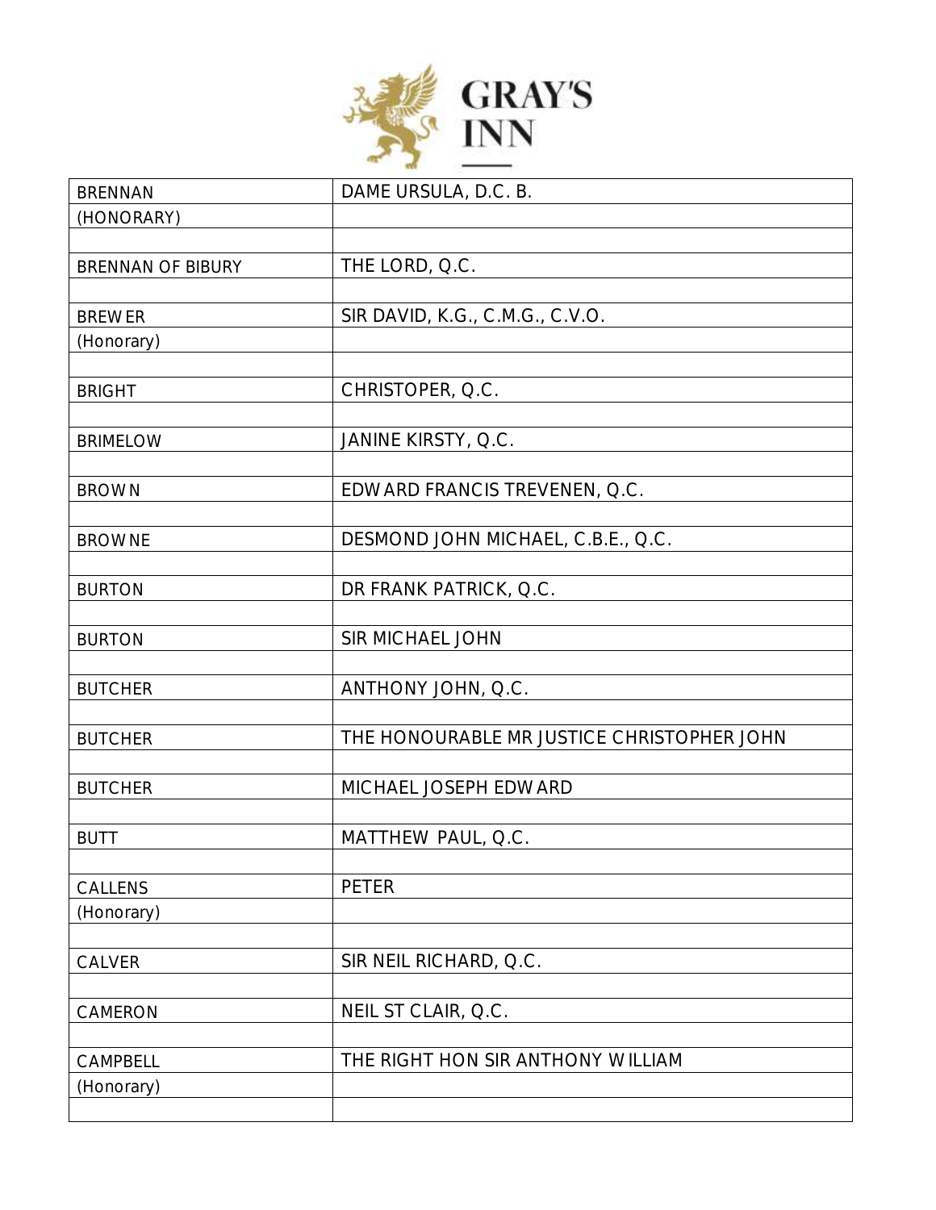| BRENNAN | DAME URSULA, D.C. B. |
|---|---|
| (HONORARY) | |
| | |
| BRENNAN OF BIBURY | THE LORD, Q.C. |
| | |
| BREWER | SIR DAVID, K.G., C.M.G., C.V.O. |
| (Honorary) | |
| | |
| BRIGHT | CHRISTOPER, Q.C. |
| | |
| BRIMELOW | JANINE KIRSTY, Q.C. |
| | |
| BROWN | EDWARD FRANCIS TREVENEN, Q.C. |
| | |
| BROWNE | DESMOND JOHN MICHAEL, C.B.E., Q.C. |
| | |
| BURTON | DR FRANK PATRICK, Q.C. |
| | |
| BURTON | SIR MICHAEL JOHN |
| | |
| BUTCHER | ANTHONY JOHN, Q.C. |
| | |
| BUTCHER | THE HONOURABLE MR JUSTICE CHRISTOPHER JOHN |
| | |
| BUTCHER | MICHAEL JOSEPH EDWARD |
| | |
| BUTT | MATTHEW PAUL, Q.C. |
| | |
| CALLENS | PETER |
| (Honorary) | |
| | |
| CALVER | SIR NEIL RICHARD, Q.C. |
| | |
| CAMERON | NEIL ST CLAIR, Q.C. |
| | |
| CAMPBELL | THE RIGHT HON SIR ANTHONY WILLIAM |
| (Honorary) | |
| | |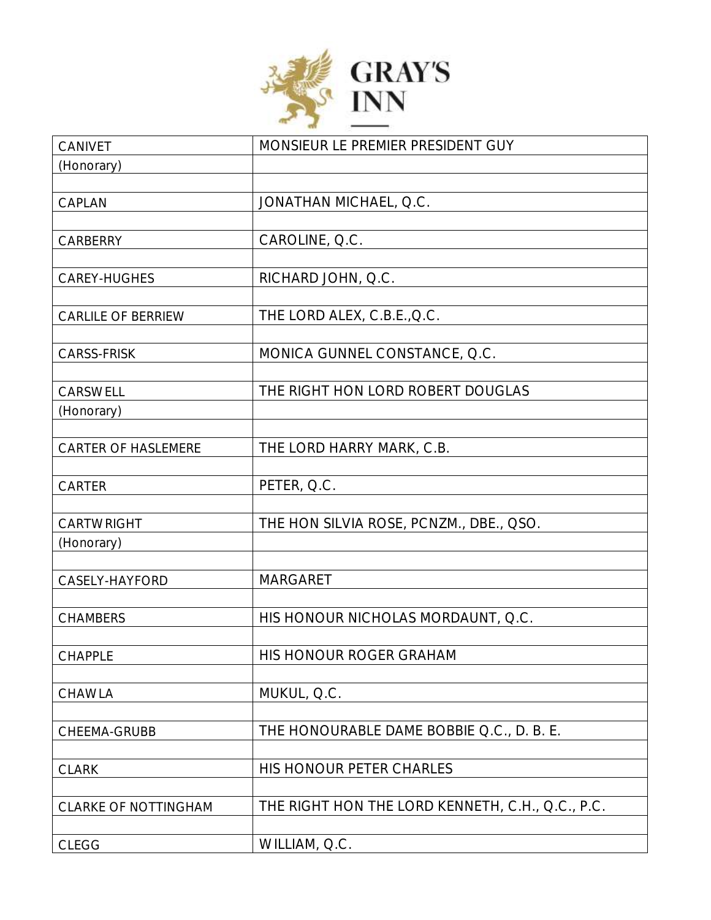| | |
|---|---|
| CANIVET | MONSIEUR LE PREMIER PRESIDENT GUY |
| (Honorary) | |
| | |
| CAPLAN | JONATHAN MICHAEL, Q.C. |
| | |
| CARBERRY | CAROLINE, Q.C. |
| | |
| CAREY-HUGHES | RICHARD JOHN, Q.C. |
| | |
| CARLILE OF BERRIEW | THE LORD ALEX, C.B.E.,Q.C. |
| | |
| CARSS-FRISK | MONICA GUNNEL CONSTANCE, Q.C. |
| | |
| CARSWELL | THE RIGHT HON LORD ROBERT DOUGLAS |
| (Honorary) | |
| | |
| CARTER OF HASLEMERE | THE LORD HARRY MARK, C.B. |
| | |
| CARTER | PETER, Q.C. |
| | |
| CARTWRIGHT | THE HON SILVIA ROSE, PCNZM., DBE., QSO. |
| (Honorary) | |
| | |
| CASELY-HAYFORD | MARGARET |
| | |
| CHAMBERS | HIS HONOUR NICHOLAS MORDAUNT, Q.C. |
| | |
| CHAPPLE | HIS HONOUR ROGER GRAHAM |
| | |
| CHAWLA | MUKUL, Q.C. |
| | |
| CHEEMA-GRUBB | THE HONOURABLE DAME BOBBIE Q.C., D. B. E. |
| | |
| CLARK | HIS HONOUR PETER CHARLES |
| | |
| CLARKE OF NOTTINGHAM | THE RIGHT HON THE LORD KENNETH, C.H., Q.C., P.C. |
| | |
| CLEGG | WILLIAM, Q.C. |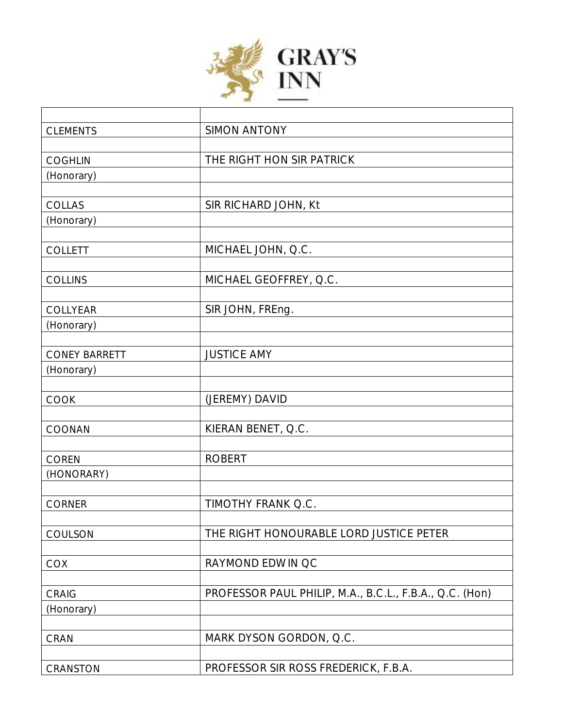# GRAY'S INN

| | |
|---|---|
| CLEMENTS | SIMON ANTONY |
| | |
| COGHLIN | THE RIGHT HON SIR PATRICK |
| (Honorary) | |
| | |
| COLLAS | SIR RICHARD JOHN, Kt |
| (Honorary) | |
| | |
| COLLETT | MICHAEL JOHN, Q.C. |
| | |
| COLLINS | MICHAEL GEOFFREY, Q.C. |
| | |
| COLLYEAR | SIR JOHN, FREng. |
| (Honorary) | |
| | |
| CONEY BARRETT | JUSTICE AMY |
| (Honorary) | |
| | |
| COOK | (JEREMY) DAVID |
| | |
| COONAN | KIERAN BENET, Q.C. |
| | |
| COREN | ROBERT |
| (HONORARY) | |
| | |
| CORNER | TIMOTHY FRANK Q.C. |
| | |
| COULSON | THE RIGHT HONOURABLE LORD JUSTICE PETER |
| | |
| COX | RAYMOND EDWIN QC |
| | |
| CRAIG | PROFESSOR PAUL PHILIP, M.A., B.C.L., F.B.A., Q.C. (Hon) |
| (Honorary) | |
| | |
| CRAN | MARK DYSON GORDON, Q.C. |
| | |
| CRANSTON | PROFESSOR SIR ROSS FREDERICK, F.B.A. |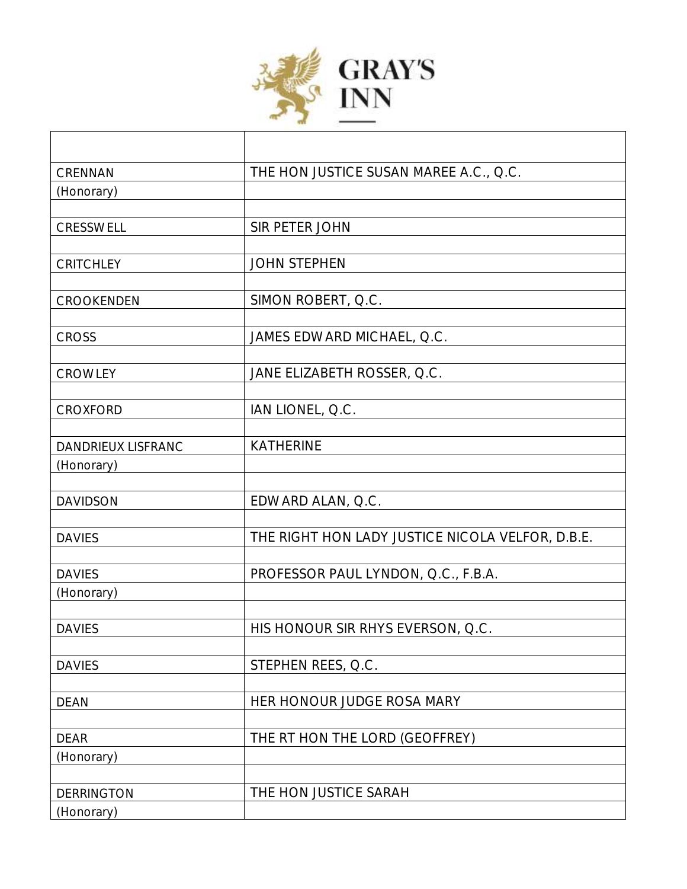| | |
|---|---|
| CRENNAN | THE HON JUSTICE SUSAN MAREE A.C., Q.C. |
| (Honorary) | |
| | |
| CRESSWELL | SIR PETER JOHN |
| | |
| CRITCHLEY | JOHN STEPHEN |
| | |
| CROOKENDEN | SIMON ROBERT, Q.C. |
| | |
| CROSS | JAMES EDWARD MICHAEL, Q.C. |
| | |
| CROWLEY | JANE ELIZABETH ROSSER, Q.C. |
| | |
| CROXFORD | IAN LIONEL, Q.C. |
| | |
| DANDRIEUX LISFRANC | KATHERINE |
| (Honorary) | |
| | |
| DAVIDSON | EDWARD ALAN, Q.C. |
| | |
| DAVIES | THE RIGHT HON LADY JUSTICE NICOLA VELFOR, D.B.E. |
| | |
| DAVIES | PROFESSOR PAUL LYNDON, Q.C., F.B.A. |
| (Honorary) | |
| | |
| DAVIES | HIS HONOUR SIR RHYS EVERSON, Q.C. |
| | |
| DAVIES | STEPHEN REES, Q.C. |
| | |
| DEAN | HER HONOUR JUDGE ROSA MARY |
| | |
| DEAR | THE RT HON THE LORD (GEOFFREY) |
| (Honorary) | |
| | |
| DERRINGTON | THE HON JUSTICE SARAH |
| (Honorary) | |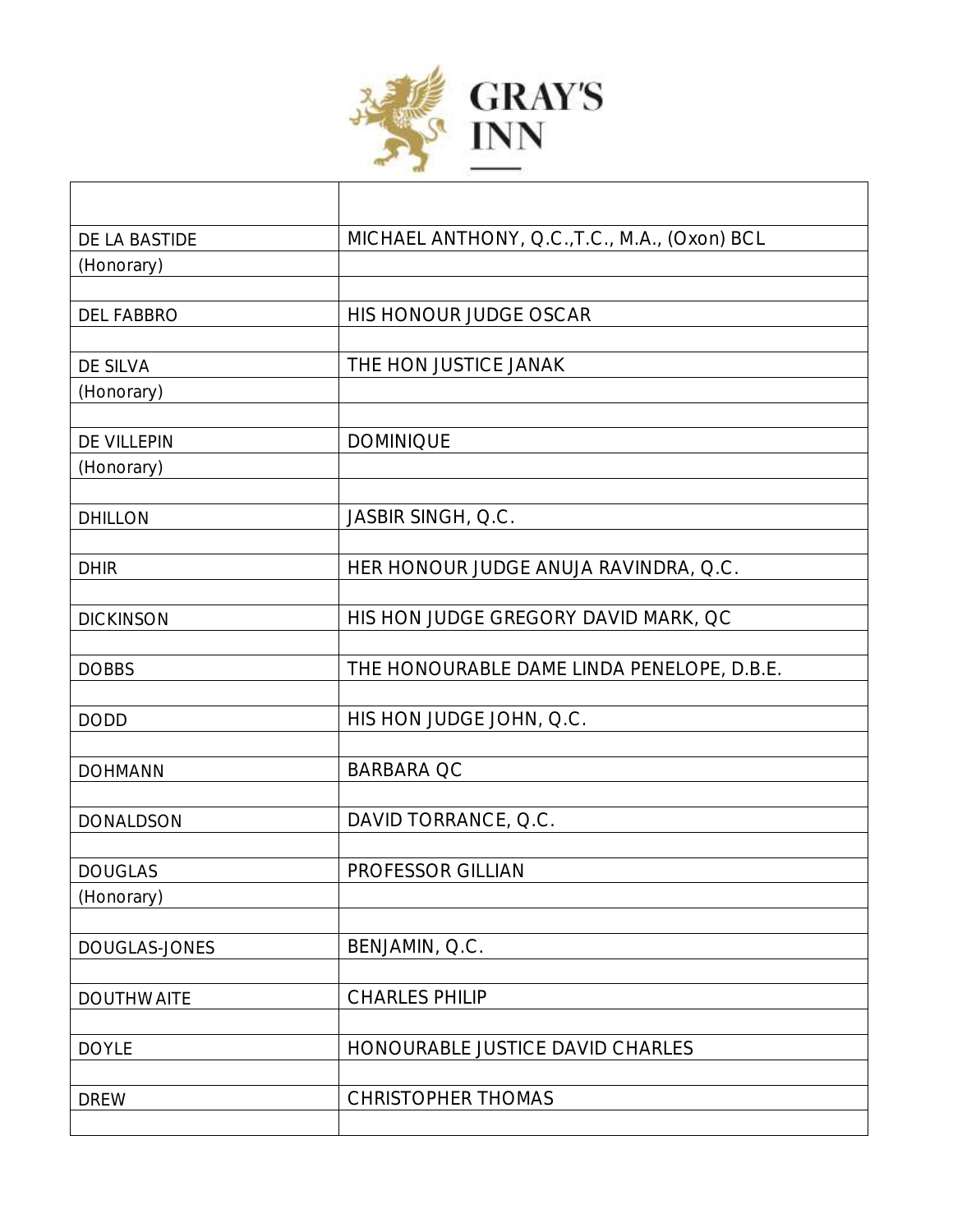| | |
|---|---|
| DE LA BASTIDE | MICHAEL ANTHONY, Q.C.,T.C., M.A., (Oxon) BCL |
| (Honorary) | |
| | |
| DEL FABBRO | HIS HONOUR JUDGE OSCAR |
| | |
| DE SILVA | THE HON JUSTICE JANAK |
| (Honorary) | |
| | |
| DE VILLEPIN | DOMINIQUE |
| (Honorary) | |
| | |
| DHILLON | JASBIR SINGH, Q.C. |
| | |
| DHIR | HER HONOUR JUDGE ANUJA RAVINDRA, Q.C. |
| | |
| DICKINSON | HIS HON JUDGE GREGORY DAVID MARK, QC |
| | |
| DOBBS | THE HONOURABLE DAME LINDA PENELOPE, D.B.E. |
| | |
| DODD | HIS HON JUDGE JOHN, Q.C. |
| | |
| DOHMANN | BARBARA QC |
| | |
| DONALDSON | DAVID TORRANCE, Q.C. |
| | |
| DOUGLAS | PROFESSOR GILLIAN |
| (Honorary) | |
| | |
| DOUGLAS-JONES | BENJAMIN, Q.C. |
| | |
| DOUTHWAITE | CHARLES PHILIP |
| | |
| DOYLE | HONOURABLE JUSTICE DAVID CHARLES |
| | |
| DREW | CHRISTOPHER THOMAS |
| | |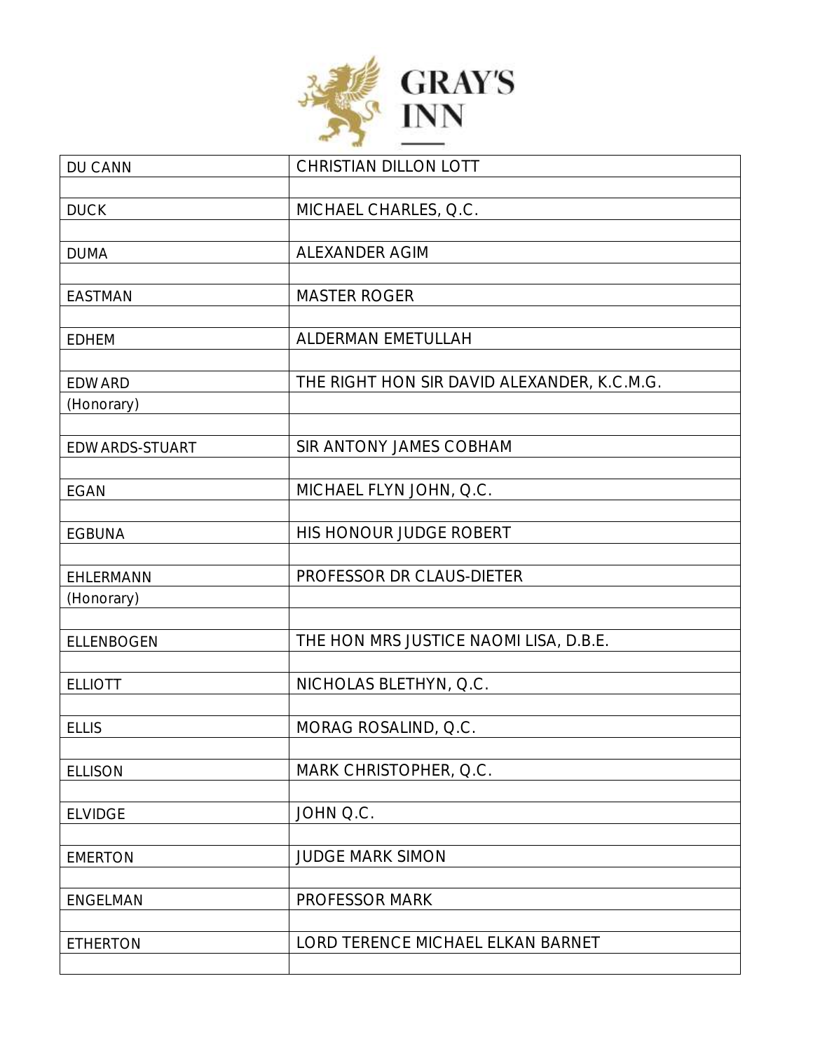| | |
|---|---|
| DU CANN | CHRISTIAN DILLON LOTT |
| DUCK | MICHAEL CHARLES, Q.C. |
| DUMA | ALEXANDER AGIM |
| EASTMAN | MASTER ROGER |
| EDHEM | ALDERMAN EMETULLAH |
| EDWARD (Honorary) | THE RIGHT HON SIR DAVID ALEXANDER, K.C.M.G. |
| EDWARDS-STUART | SIR ANTONY JAMES COBHAM |
| EGAN | MICHAEL FLYN JOHN, Q.C. |
| EGBUNA | HIS HONOUR JUDGE ROBERT |
| EHLERMANN (Honorary) | PROFESSOR DR CLAUS-DIETER |
| ELLENBOGEN | THE HON MRS JUSTICE NAOMI LISA, D.B.E. |
| ELLIOTT | NICHOLAS BLETHYN, Q.C. |
| ELLIS | MORAG ROSALIND, Q.C. |
| ELLISON | MARK CHRISTOPHER, Q.C. |
| ELVIDGE | JOHN Q.C. |
| EMERTON | JUDGE MARK SIMON |
| ENGELMAN | PROFESSOR MARK |
| ETHERTON | LORD TERENCE MICHAEL ELKAN BARNET |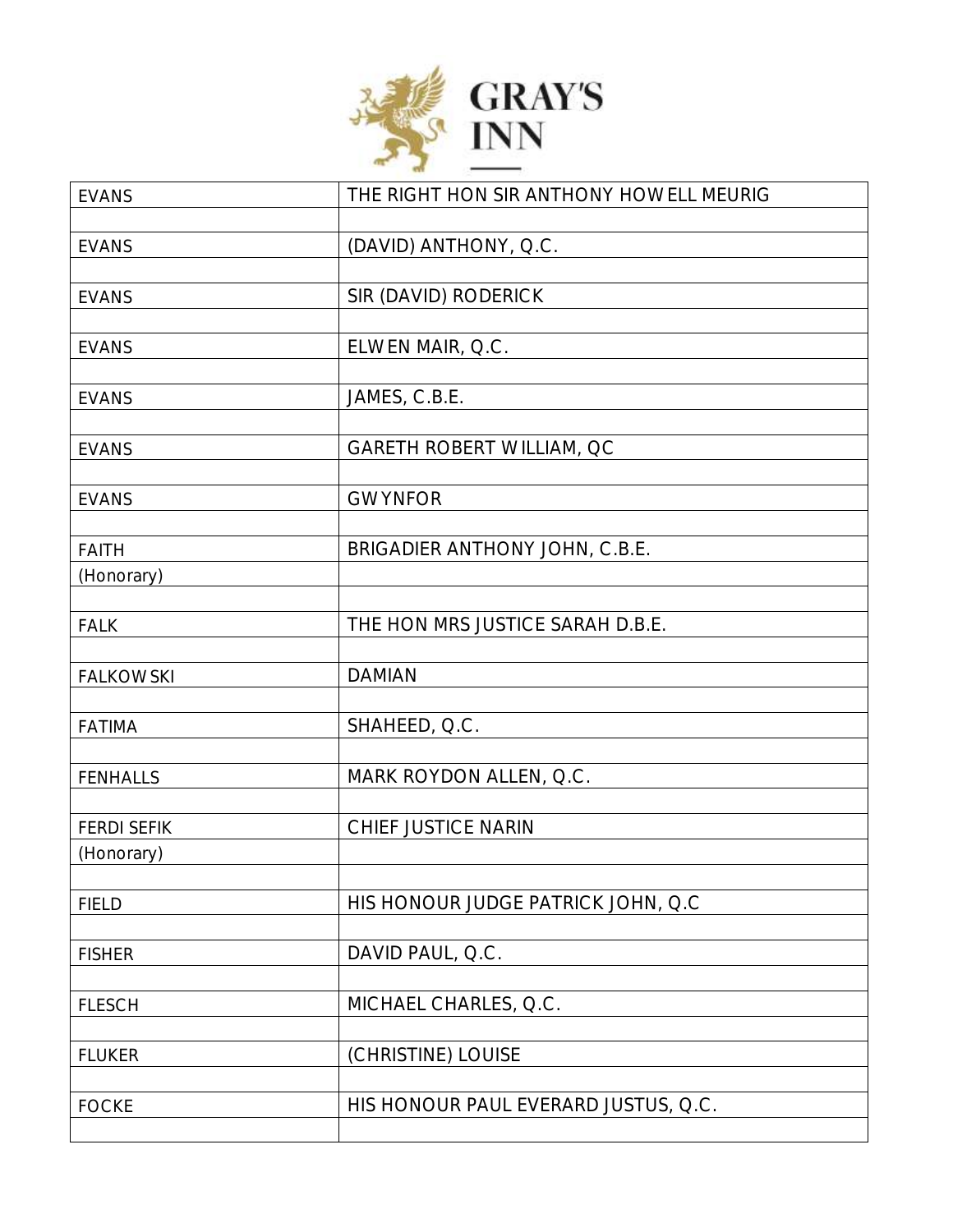| EVANS | THE RIGHT HON SIR ANTHONY HOWELL MEURIG |
|---|---|
| | |
| EVANS | (DAVID) ANTHONY, Q.C. |
| | |
| EVANS | SIR (DAVID) RODERICK |
| | |
| EVANS | ELWEN MAIR, Q.C. |
| | |
| EVANS | JAMES, C.B.E. |
| | |
| EVANS | GARETH ROBERT WILLIAM, QC |
| | |
| EVANS | GWYNFOR |
| | |
| FAITH | BRIGADIER ANTHONY JOHN, C.B.E. |
| (Honorary) | |
| | |
| FALK | THE HON MRS JUSTICE SARAH D.B.E. |
| | |
| FALKOWSKI | DAMIAN |
| | |
| FATIMA | SHAHEED, Q.C. |
| | |
| FENHALLS | MARK ROYDON ALLEN, Q.C. |
| | |
| FERDI SEFIK | CHIEF JUSTICE NARIN |
| (Honorary) | |
| | |
| FIELD | HIS HONOUR JUDGE PATRICK JOHN, Q.C |
| | |
| FISHER | DAVID PAUL, Q.C. |
| | |
| FLESCH | MICHAEL CHARLES, Q.C. |
| | |
| FLUKER | (CHRISTINE) LOUISE |
| | |
| FOCKE | HIS HONOUR PAUL EVERARD JUSTUS, Q.C. |
| | |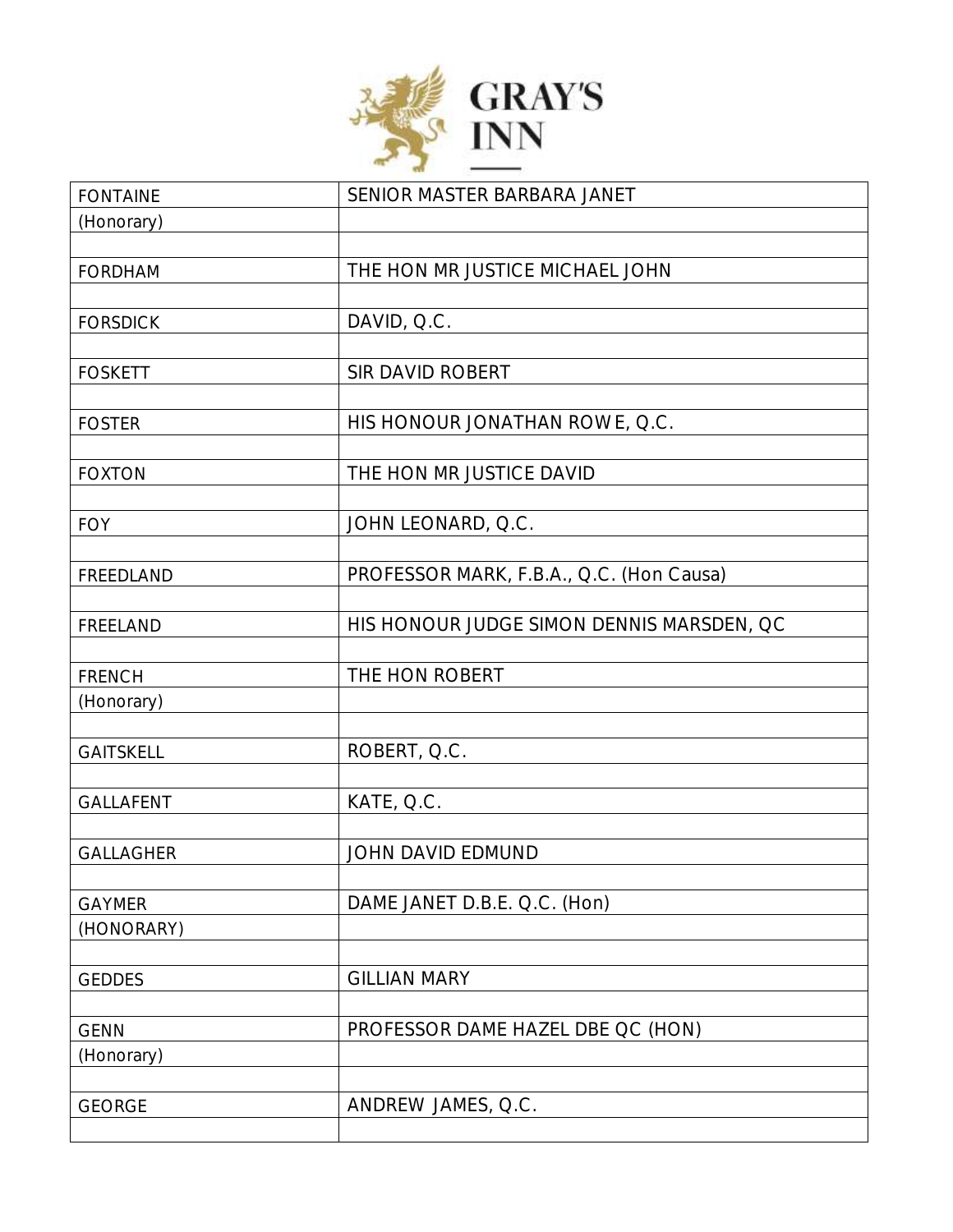| | |
|---|---|
| FONTAINE | SENIOR MASTER BARBARA JANET |
| (Honorary) | |
| | |
| FORDHAM | THE HON MR JUSTICE MICHAEL JOHN |
| | |
| FORSDICK | DAVID, Q.C. |
| | |
| FOSKETT | SIR DAVID ROBERT |
| | |
| FOSTER | HIS HONOUR JONATHAN ROWE, Q.C. |
| | |
| FOXTON | THE HON MR JUSTICE DAVID |
| | |
| FOY | JOHN LEONARD, Q.C. |
| | |
| FREEDLAND | PROFESSOR MARK, F.B.A., Q.C. (Hon Causa) |
| | |
| FREELAND | HIS HONOUR JUDGE SIMON DENNIS MARSDEN, QC |
| | |
| FRENCH | THE HON ROBERT |
| (Honorary) | |
| | |
| GAITSKELL | ROBERT, Q.C. |
| | |
| GALLAFENT | KATE, Q.C. |
| | |
| GALLAGHER | JOHN DAVID EDMUND |
| | |
| GAYMER | DAME JANET D.B.E. Q.C. (Hon) |
| (HONORARY) | |
| | |
| GEDDES | GILLIAN MARY |
| | |
| GENN | PROFESSOR DAME HAZEL DBE QC (HON) |
| (Honorary) | |
| | |
| GEORGE | ANDREW JAMES, Q.C. |
| | |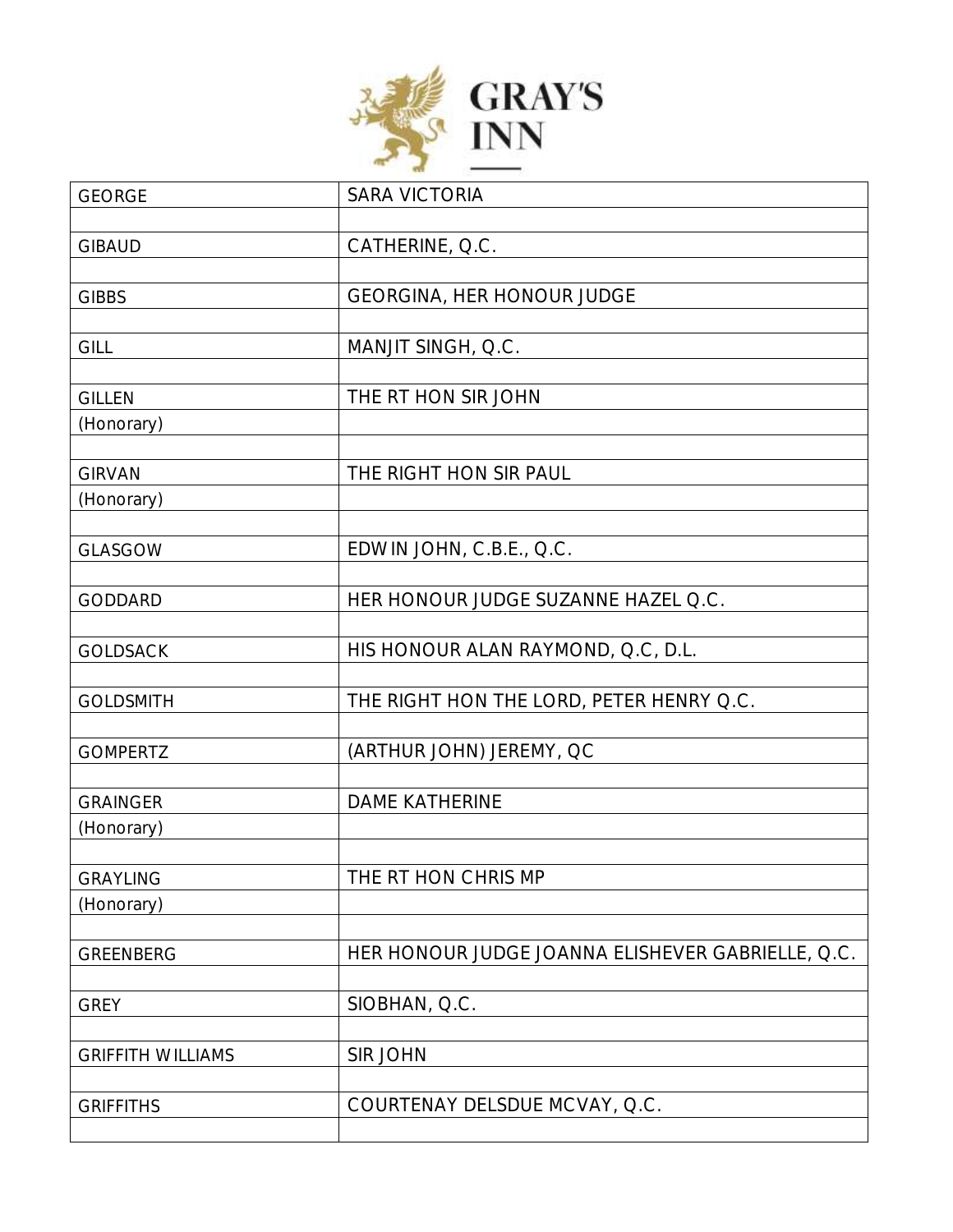| | |
|---|---|
| GEORGE | SARA VICTORIA |
| | |
| GIBAUD | CATHERINE, Q.C. |
| | |
| GIBBS | GEORGINA, HER HONOUR JUDGE |
| | |
| GILL | MANJIT SINGH, Q.C. |
| | |
| GILLEN | THE RT HON SIR JOHN |
| (Honorary) | |
| | |
| GIRVAN | THE RIGHT HON SIR PAUL |
| (Honorary) | |
| | |
| GLASGOW | EDWIN JOHN, C.B.E., Q.C. |
| | |
| GODDARD | HER HONOUR JUDGE SUZANNE HAZEL Q.C. |
| | |
| GOLDSACK | HIS HONOUR ALAN RAYMOND, Q.C, D.L. |
| | |
| GOLDSMITH | THE RIGHT HON THE LORD, PETER HENRY Q.C. |
| | |
| GOMPERTZ | (ARTHUR JOHN) JEREMY, QC |
| | |
| GRAINGER | DAME KATHERINE |
| (Honorary) | |
| | |
| GRAYLING | THE RT HON CHRIS MP |
| (Honorary) | |
| | |
| GREENBERG | HER HONOUR JUDGE JOANNA ELISHEVER GABRIELLE, Q.C. |
| | |
| GREY | SIOBHAN, Q.C. |
| | |
| GRIFFITH WILLIAMS | SIR JOHN |
| | |
| GRIFFITHS | COURTENAY DELSDUE MCVAY, Q.C. |
| | |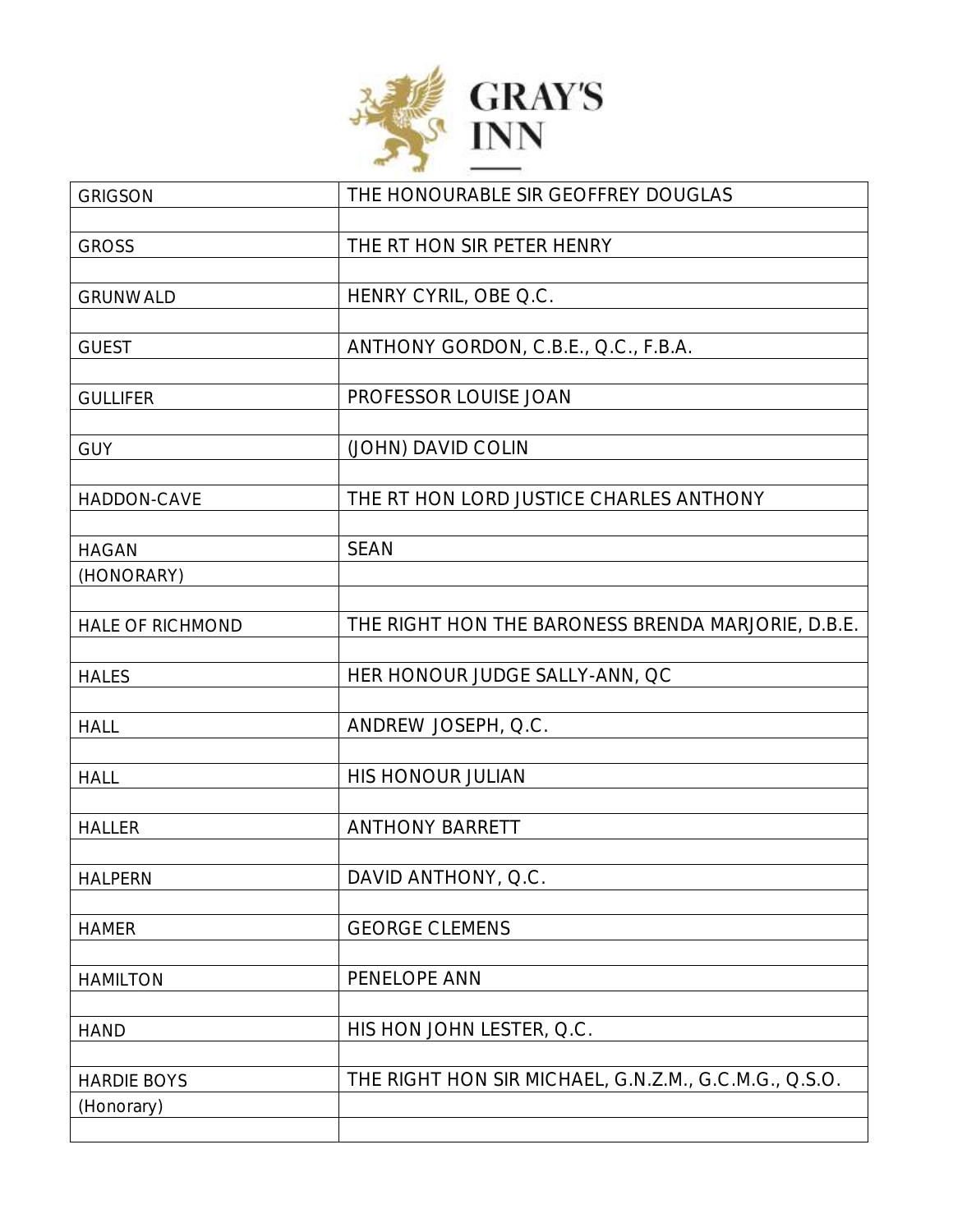# GRAY'S INN

| | |
|---|---|
| GRIGSON | THE HONOURABLE SIR GEOFFREY DOUGLAS |
| | |
| GROSS | THE RT HON SIR PETER HENRY |
| | |
| GRUNWALD | HENRY CYRIL, OBE Q.C. |
| | |
| GUEST | ANTHONY GORDON, C.B.E., Q.C., F.B.A. |
| | |
| GULLIFER | PROFESSOR LOUISE JOAN |
| | |
| GUY | (JOHN) DAVID COLIN |
| | |
| HADDON-CAVE | THE RT HON LORD JUSTICE CHARLES ANTHONY |
| | |
| HAGAN | SEAN |
| (HONORARY) | |
| | |
| HALE OF RICHMOND | THE RIGHT HON THE BARONESS BRENDA MARJORIE, D.B.E. |
| | |
| HALES | HER HONOUR JUDGE SALLY-ANN, QC |
| | |
| HALL | ANDREW JOSEPH, Q.C. |
| | |
| HALL | HIS HONOUR JULIAN |
| | |
| HALLER | ANTHONY BARRETT |
| | |
| HALPERN | DAVID ANTHONY, Q.C. |
| | |
| HAMER | GEORGE CLEMENS |
| | |
| HAMILTON | PENELOPE ANN |
| | |
| HAND | HIS HON JOHN LESTER, Q.C. |
| | |
| HARDIE BOYS | THE RIGHT HON SIR MICHAEL, G.N.Z.M., G.C.M.G., Q.S.O. |
| (Honorary) | |
| | |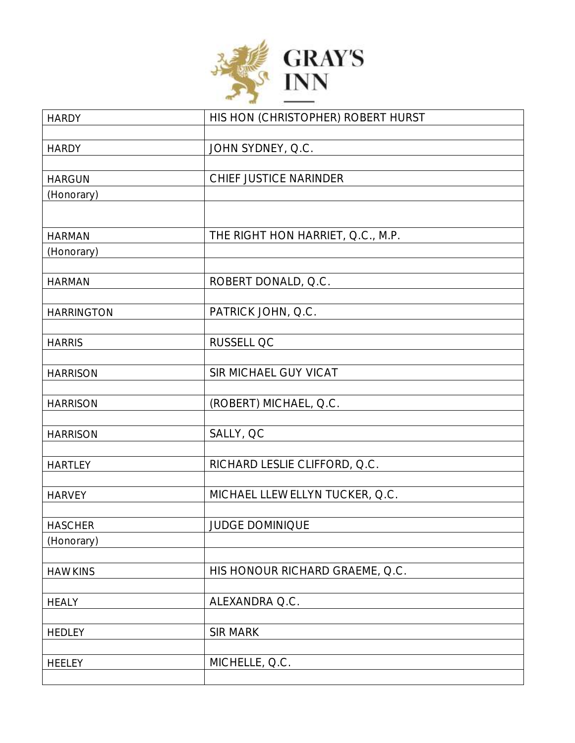| | |
|---|---|
| HARDY | HIS HON (CHRISTOPHER) ROBERT HURST |
| | |
| HARDY | JOHN SYDNEY, Q.C. |
| | |
| HARGUN | CHIEF JUSTICE NARINDER |
| (Honorary) | |
| | |
| HARMAN | THE RIGHT HON HARRIET, Q.C., M.P. |
| (Honorary) | |
| | |
| HARMAN | ROBERT DONALD, Q.C. |
| | |
| HARRINGTON | PATRICK JOHN, Q.C. |
| | |
| HARRIS | RUSSELL QC |
| | |
| HARRISON | SIR MICHAEL GUY VICAT |
| | |
| HARRISON | (ROBERT) MICHAEL, Q.C. |
| | |
| HARRISON | SALLY, QC |
| | |
| HARTLEY | RICHARD LESLIE CLIFFORD, Q.C. |
| | |
| HARVEY | MICHAEL LLEWELLYN TUCKER, Q.C. |
| | |
| HASCHER | JUDGE DOMINIQUE |
| (Honorary) | |
| | |
| HAWKINS | HIS HONOUR RICHARD GRAEME, Q.C. |
| | |
| HEALY | ALEXANDRA Q.C. |
| | |
| HEDLEY | SIR MARK |
| | |
| HEELEY | MICHELLE, Q.C. |
| | |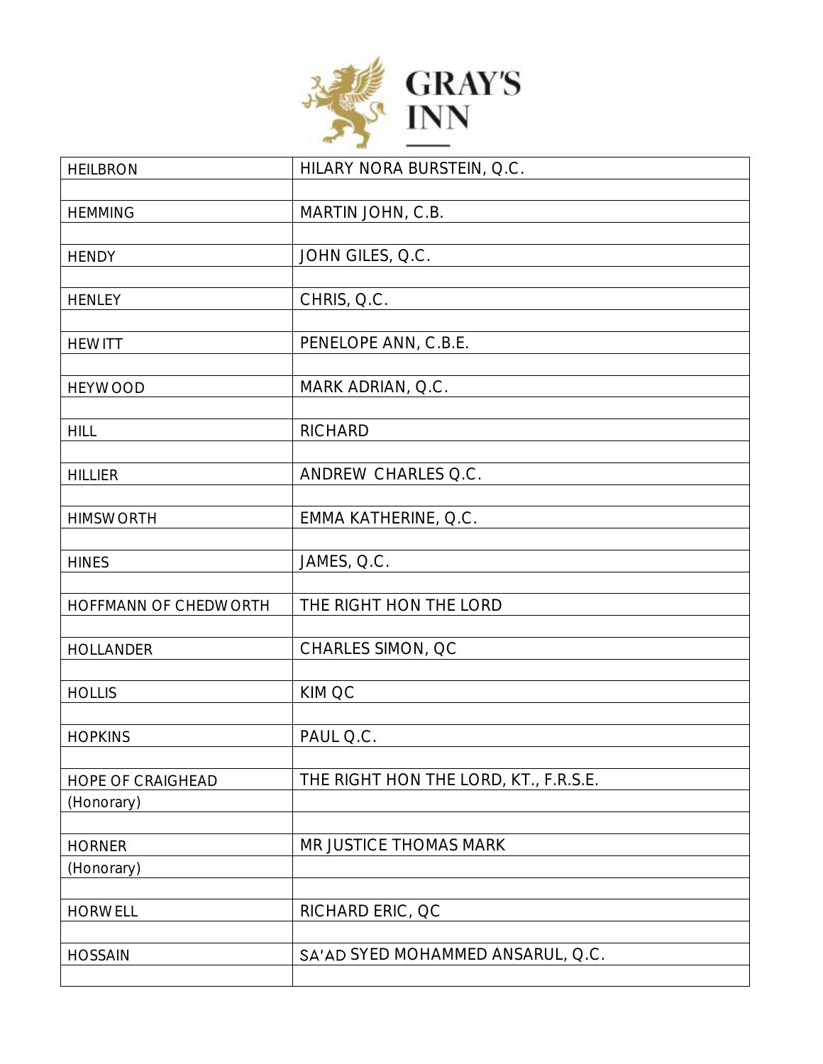# GRAY'S INN

| | |
|---|---|
| HEILBRON | HILARY NORA BURSTEIN, Q.C. |
| | |
| HEMMING | MARTIN JOHN, C.B. |
| | |
| HENDY | JOHN GILES, Q.C. |
| | |
| HENLEY | CHRIS, Q.C. |
| | |
| HEWITT | PENELOPE ANN, C.B.E. |
| | |
| HEYWOOD | MARK ADRIAN, Q.C. |
| | |
| HILL | RICHARD |
| | |
| HILLIER | ANDREW CHARLES Q.C. |
| | |
| HIMSWORTH | EMMA KATHERINE, Q.C. |
| | |
| HINES | JAMES, Q.C. |
| | |
| HOFFMANN OF CHEDWORTH | THE RIGHT HON THE LORD |
| | |
| HOLLANDER | CHARLES SIMON, QC |
| | |
| HOLLIS | KIM QC |
| | |
| HOPKINS | PAUL Q.C. |
| | |
| HOPE OF CRAIGHEAD | THE RIGHT HON THE LORD, KT., F.R.S.E. |
| (Honorary) | |
| | |
| HORNER | MR JUSTICE THOMAS MARK |
| (Honorary) | |
| | |
| HORWELL | RICHARD ERIC, QC |
| | |
| HOSSAIN | SA'AD SYED MOHAMMED ANSARUL, Q.C. |
| | |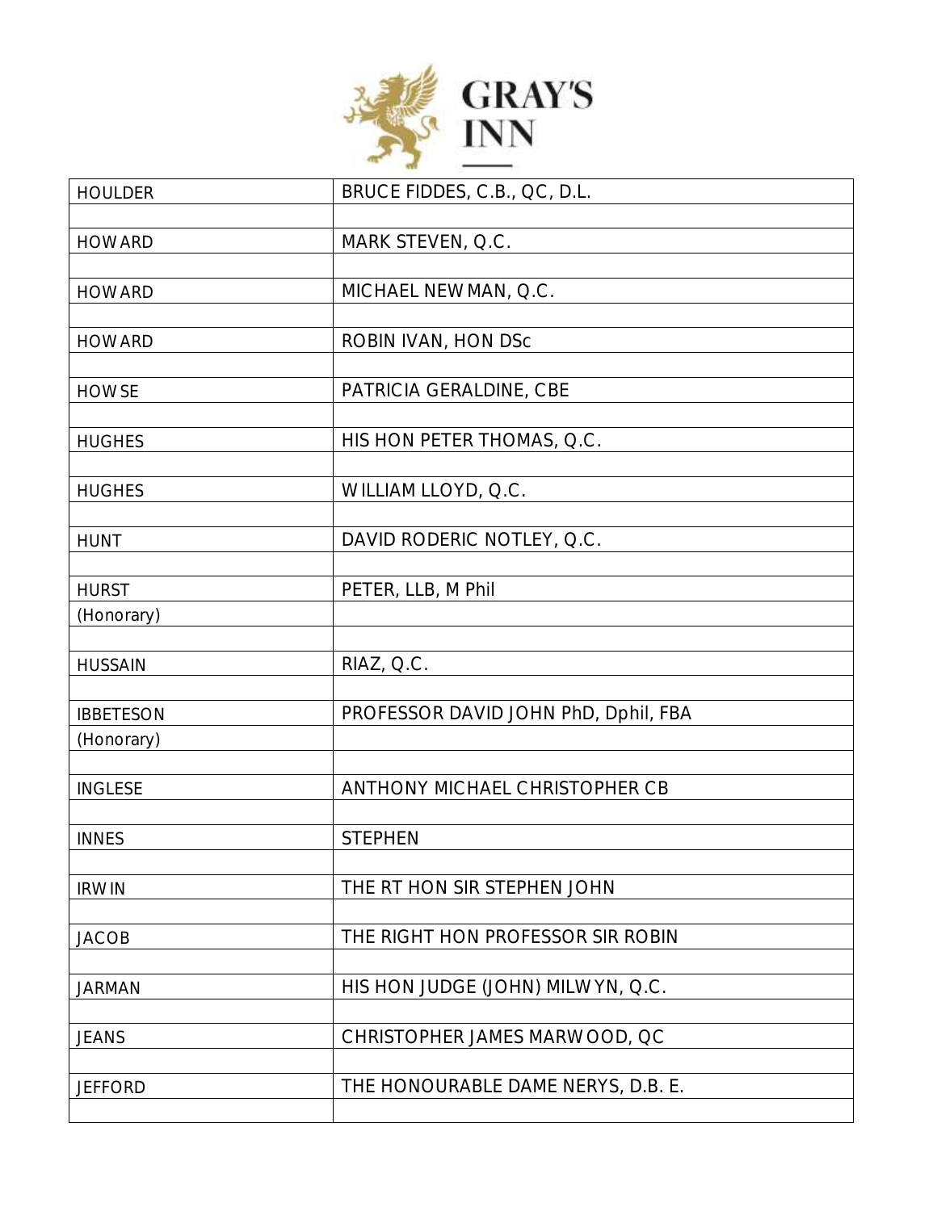| | |
|---|---|
| HOULDER | BRUCE FIDDES, C.B., QC, D.L. |
| | |
| HOWARD | MARK STEVEN, Q.C. |
| | |
| HOWARD | MICHAEL NEWMAN, Q.C. |
| | |
| HOWARD | ROBIN IVAN, HON DSc |
| | |
| HOWSE | PATRICIA GERALDINE, CBE |
| | |
| HUGHES | HIS HON PETER THOMAS, Q.C. |
| | |
| HUGHES | WILLIAM LLOYD, Q.C. |
| | |
| HUNT | DAVID RODERIC NOTLEY, Q.C. |
| | |
| HURST | PETER, LLB, M Phil |
| (Honorary) | |
| | |
| HUSSAIN | RIAZ, Q.C. |
| | |
| IBBETESON | PROFESSOR DAVID JOHN PhD, Dphil, FBA |
| (Honorary) | |
| | |
| INGLESE | ANTHONY MICHAEL CHRISTOPHER CB |
| | |
| INNES | STEPHEN |
| | |
| IRWIN | THE RT HON SIR STEPHEN JOHN |
| | |
| JACOB | THE RIGHT HON PROFESSOR SIR ROBIN |
| | |
| JARMAN | HIS HON JUDGE (JOHN) MILWYN, Q.C. |
| | |
| JEANS | CHRISTOPHER JAMES MARWOOD, QC |
| | |
| JEFFORD | THE HONOURABLE DAME NERYS, D.B. E. |
| | |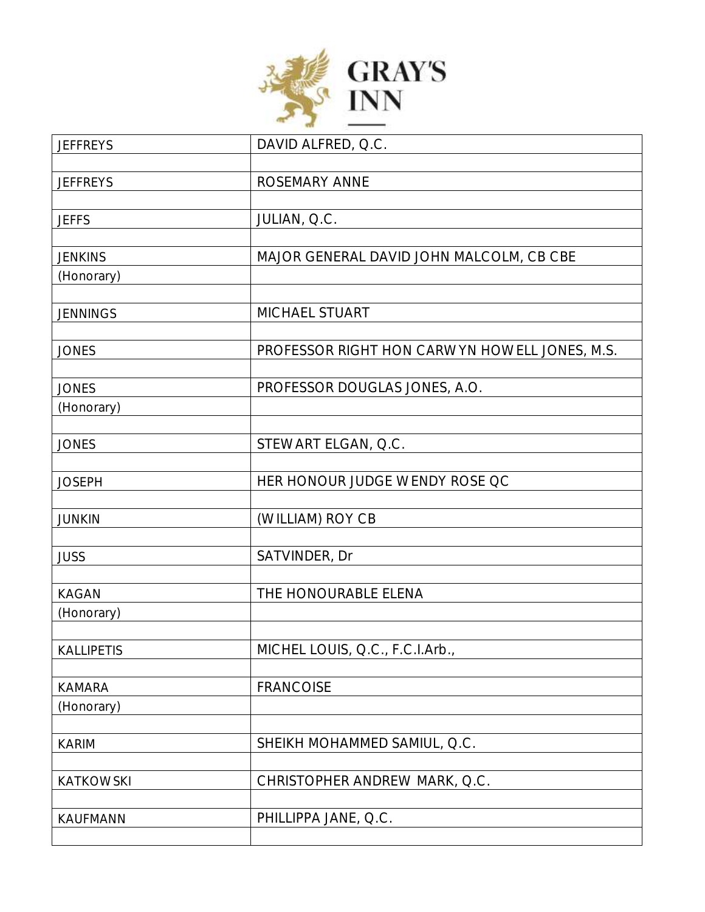GRAY'S INN

| | |
|---|---|
| JEFFREYS | DAVID ALFRED, Q.C. |
| | |
| JEFFREYS | ROSEMARY ANNE |
| | |
| JEFFS | JULIAN, Q.C. |
| | |
| JENKINS | MAJOR GENERAL DAVID JOHN MALCOLM, CB CBE |
| (Honorary) | |
| | |
| JENNINGS | MICHAEL STUART |
| | |
| JONES | PROFESSOR RIGHT HON CARWYN HOWELL JONES, M.S. |
| | |
| JONES | PROFESSOR DOUGLAS JONES, A.O. |
| (Honorary) | |
| | |
| JONES | STEWART ELGAN, Q.C. |
| | |
| JOSEPH | HER HONOUR JUDGE WENDY ROSE QC |
| | |
| JUNKIN | (WILLIAM) ROY CB |
| | |
| JUSS | SATVINDER, Dr |
| | |
| KAGAN | THE HONOURABLE ELENA |
| (Honorary) | |
| | |
| KALLIPETIS | MICHEL LOUIS, Q.C., F.C.I.Arb., |
| | |
| KAMARA | FRANCOISE |
| (Honorary) | |
| | |
| KARIM | SHEIKH MOHAMMED SAMIUL, Q.C. |
| | |
| KATKOWSKI | CHRISTOPHER ANDREW MARK, Q.C. |
| | |
| KAUFMANN | PHILLIPPA JANE, Q.C. |
| | |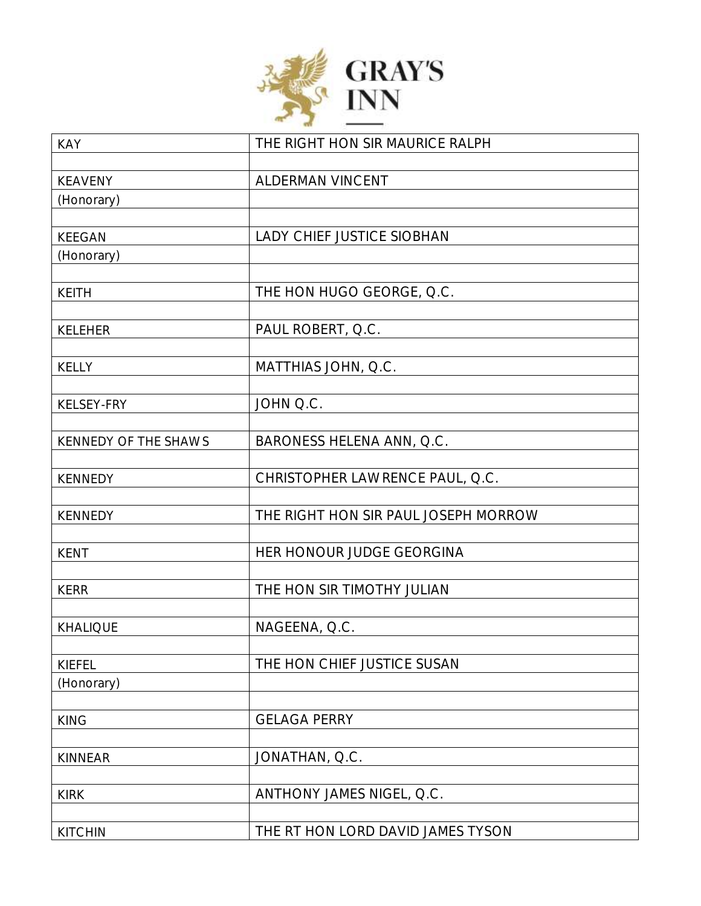| KAY | THE RIGHT HON SIR MAURICE RALPH |
| --- | --- |
| | |
| KEAVENY | ALDERMAN VINCENT |
| (Honorary) | |
| | |
| KEEGAN | LADY CHIEF JUSTICE SIOBHAN |
| (Honorary) | |
| | |
| KEITH | THE HON HUGO GEORGE, Q.C. |
| | |
| KELEHER | PAUL ROBERT, Q.C. |
| | |
| KELLY | MATTHIAS JOHN, Q.C. |
| | |
| KELSEY-FRY | JOHN Q.C. |
| | |
| KENNEDY OF THE SHAWS | BARONESS HELENA ANN, Q.C. |
| | |
| KENNEDY | CHRISTOPHER LAWRENCE PAUL, Q.C. |
| | |
| KENNEDY | THE RIGHT HON SIR PAUL JOSEPH MORROW |
| | |
| KENT | HER HONOUR JUDGE GEORGINA |
| | |
| KERR | THE HON SIR TIMOTHY JULIAN |
| | |
| KHALIQUE | NAGEENA, Q.C. |
| | |
| KIEFEL | THE HON CHIEF JUSTICE SUSAN |
| (Honorary) | |
| | |
| KING | GELAGA PERRY |
| | |
| KINNEAR | JONATHAN, Q.C. |
| | |
| KIRK | ANTHONY JAMES NIGEL, Q.C. |
| | |
| KITCHIN | THE RT HON LORD DAVID JAMES TYSON |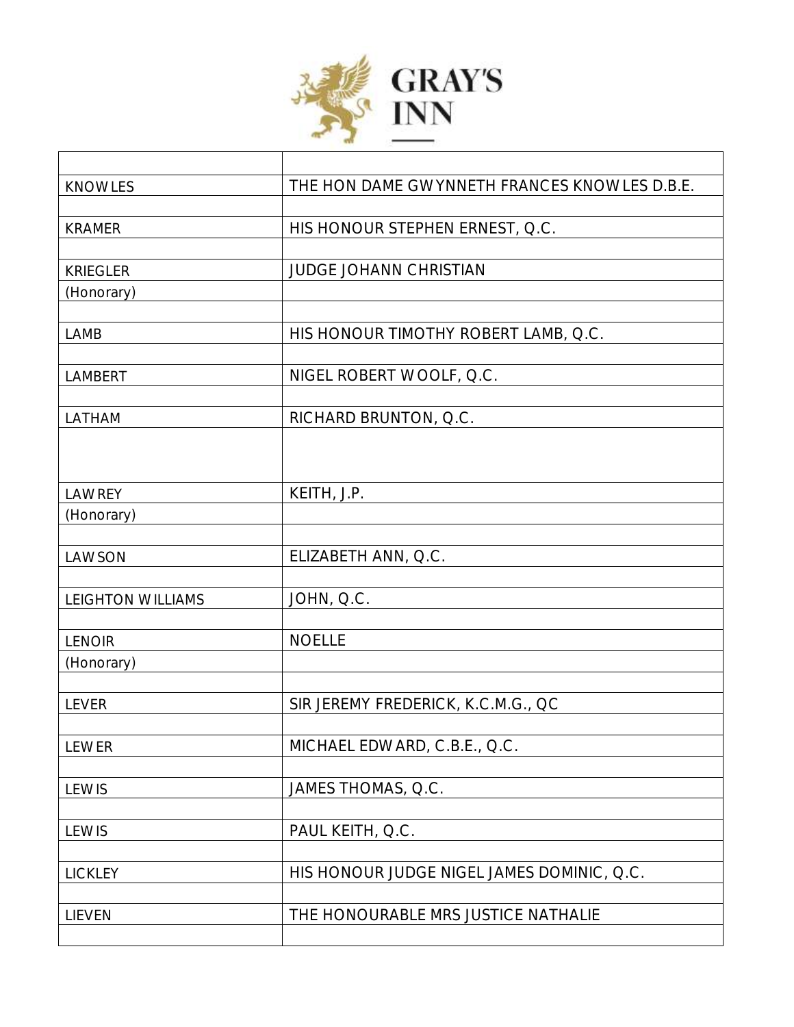# GRAY'S INN

| | |
|---|---|
| KNOWLES | THE HON DAME GWYNNETH FRANCES KNOWLES D.B.E. |
| | |
| KRAMER | HIS HONOUR STEPHEN ERNEST, Q.C. |
| | |
| KRIEGLER | JUDGE JOHANN CHRISTIAN |
| (Honorary) | |
| | |
| LAMB | HIS HONOUR TIMOTHY ROBERT LAMB, Q.C. |
| | |
| LAMBERT | NIGEL ROBERT WOOLF, Q.C. |
| | |
| LATHAM | RICHARD BRUNTON, Q.C. |
| | |
| LAWREY | KEITH, J.P. |
| (Honorary) | |
| | |
| LAWSON | ELIZABETH ANN, Q.C. |
| | |
| LEIGHTON WILLIAMS | JOHN, Q.C. |
| | |
| LENOIR | NOELLE |
| (Honorary) | |
| | |
| LEVER | SIR JEREMY FREDERICK, K.C.M.G., QC |
| | |
| LEWER | MICHAEL EDWARD, C.B.E., Q.C. |
| | |
| LEWIS | JAMES THOMAS, Q.C. |
| | |
| LEWIS | PAUL KEITH, Q.C. |
| | |
| LICKLEY | HIS HONOUR JUDGE NIGEL JAMES DOMINIC, Q.C. |
| | |
| LIEVEN | THE HONOURABLE MRS JUSTICE NATHALIE |
| | |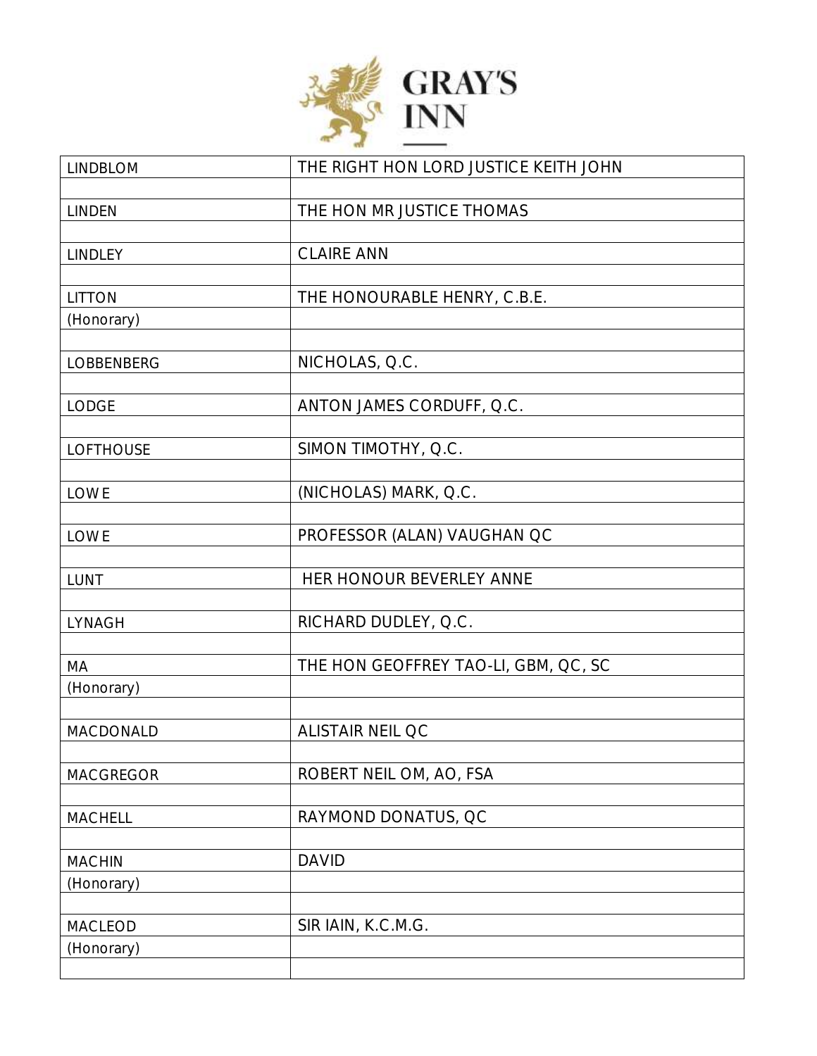# GRAY'S INN

| | |
|---|---|
| LINDBLOM | THE RIGHT HON LORD JUSTICE KEITH JOHN |
| | |
| LINDEN | THE HON MR JUSTICE THOMAS |
| | |
| LINDLEY | CLAIRE ANN |
| | |
| LITTON | THE HONOURABLE HENRY, C.B.E. |
| (Honorary) | |
| | |
| LOBBENBERG | NICHOLAS, Q.C. |
| | |
| LODGE | ANTON JAMES CORDUFF, Q.C. |
| | |
| LOFTHOUSE | SIMON TIMOTHY, Q.C. |
| | |
| LOWE | (NICHOLAS) MARK, Q.C. |
| | |
| LOWE | PROFESSOR (ALAN) VAUGHAN QC |
| | |
| LUNT | HER HONOUR BEVERLEY ANNE |
| | |
| LYNAGH | RICHARD DUDLEY, Q.C. |
| | |
| MA | THE HON GEOFFREY TAO-LI, GBM, QC, SC |
| (Honorary) | |
| | |
| MACDONALD | ALISTAIR NEIL QC |
| | |
| MACGREGOR | ROBERT NEIL OM, AO, FSA |
| | |
| MACHELL | RAYMOND DONATUS, QC |
| | |
| MACHIN | DAVID |
| (Honorary) | |
| | |
| MACLEOD | SIR IAIN, K.C.M.G. |
| (Honorary) | |
| | |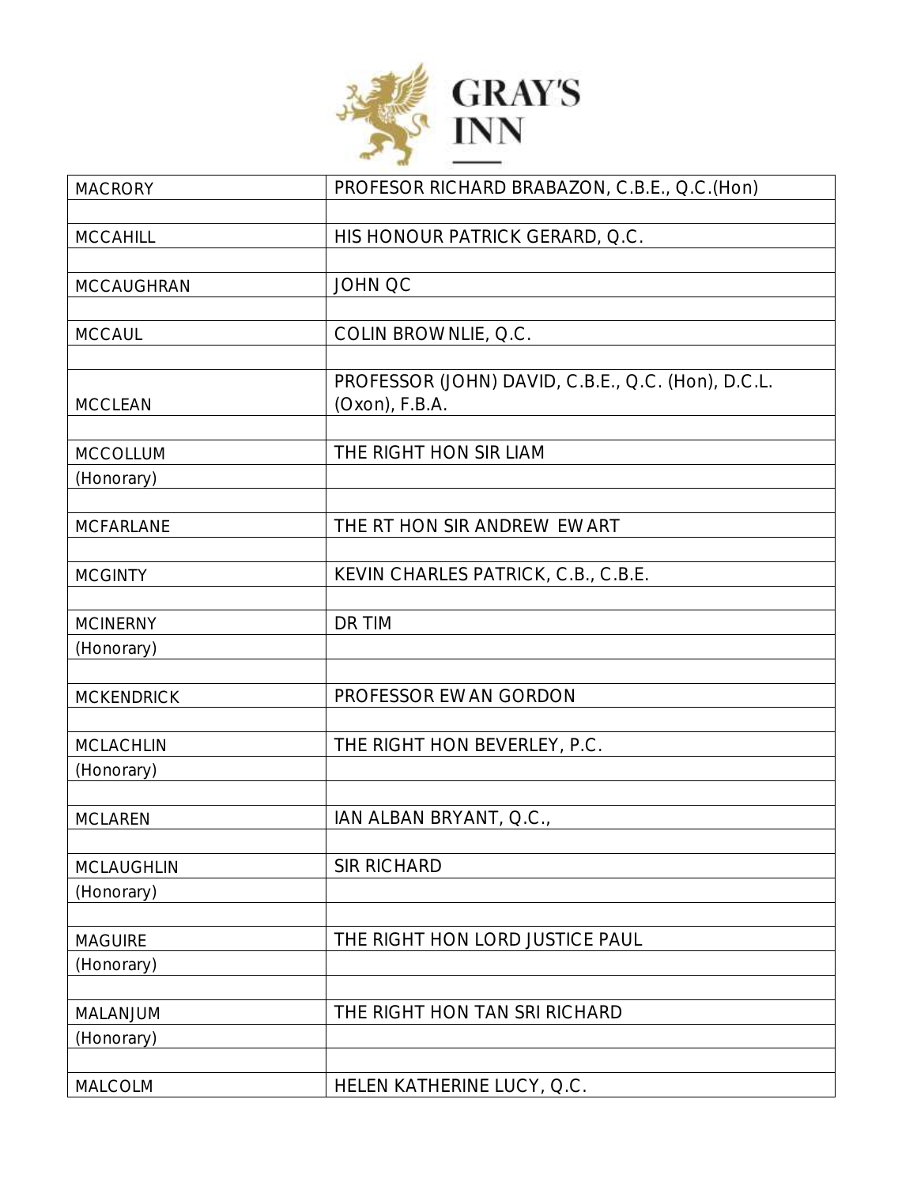| | |
|---|---|
| MACRORY | PROFESOR RICHARD BRABAZON, C.B.E., Q.C.(Hon) |
| | |
| MCCAHILL | HIS HONOUR PATRICK GERARD, Q.C. |
| | |
| MCCAUGHRAN | JOHN QC |
| | |
| MCCAUL | COLIN BROWNLIE, Q.C. |
| | |
| MCCLEAN | PROFESSOR (JOHN) DAVID, C.B.E., Q.C. (Hon), D.C.L. (Oxon), F.B.A. |
| | |
| MCCOLLUM | THE RIGHT HON SIR LIAM |
| (Honorary) | |
| | |
| MCFARLANE | THE RT HON SIR ANDREW EWART |
| | |
| MCGINTY | KEVIN CHARLES PATRICK, C.B., C.B.E. |
| | |
| MCINERNY | DR TIM |
| (Honorary) | |
| | |
| MCKENDRICK | PROFESSOR EWAN GORDON |
| | |
| MCLACHLIN | THE RIGHT HON BEVERLEY, P.C. |
| (Honorary) | |
| | |
| MCLAREN | IAN ALBAN BRYANT, Q.C., |
| | |
| MCLAUGHLIN | SIR RICHARD |
| (Honorary) | |
| | |
| MAGUIRE | THE RIGHT HON LORD JUSTICE PAUL |
| (Honorary) | |
| | |
| MALANJUM | THE RIGHT HON TAN SRI RICHARD |
| (Honorary) | |
| | |
| MALCOLM | HELEN KATHERINE LUCY, Q.C. |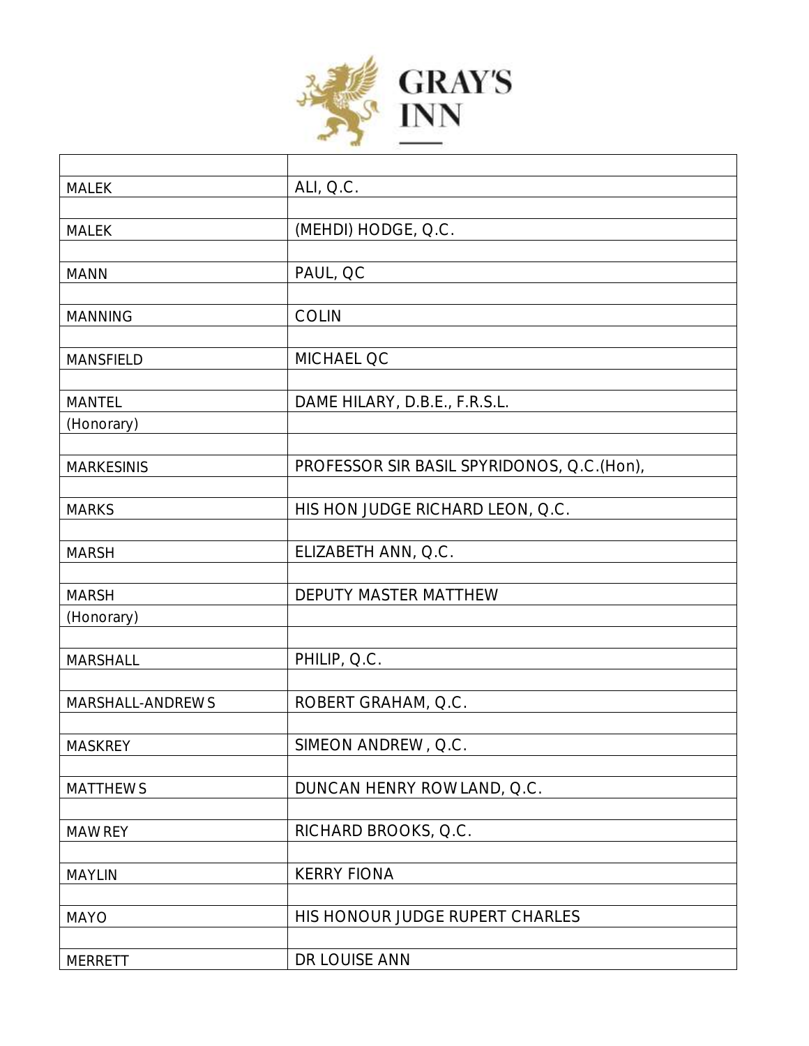| | |
|---|---|
| MALEK | ALI, Q.C. |
| | |
| MALEK | (MEHDI) HODGE, Q.C. |
| | |
| MANN | PAUL, QC |
| | |
| MANNING | COLIN |
| | |
| MANSFIELD | MICHAEL QC |
| | |
| MANTEL | DAME HILARY, D.B.E., F.R.S.L. |
| (Honorary) | |
| | |
| MARKESINIS | PROFESSOR SIR BASIL SPYRIDONOS, Q.C.(Hon), |
| | |
| MARKS | HIS HON JUDGE RICHARD LEON, Q.C. |
| | |
| MARSH | ELIZABETH ANN, Q.C. |
| | |
| MARSH | DEPUTY MASTER MATTHEW |
| (Honorary) | |
| | |
| MARSHALL | PHILIP, Q.C. |
| | |
| MARSHALL-ANDREWS | ROBERT GRAHAM, Q.C. |
| | |
| MASKREY | SIMEON ANDREW, Q.C. |
| | |
| MATTHEWS | DUNCAN HENRY ROWLAND, Q.C. |
| | |
| MAWREY | RICHARD BROOKS, Q.C. |
| | |
| MAYLIN | KERRY FIONA |
| | |
| MAYO | HIS HONOUR JUDGE RUPERT CHARLES |
| | |
| MERRETT | DR LOUISE ANN |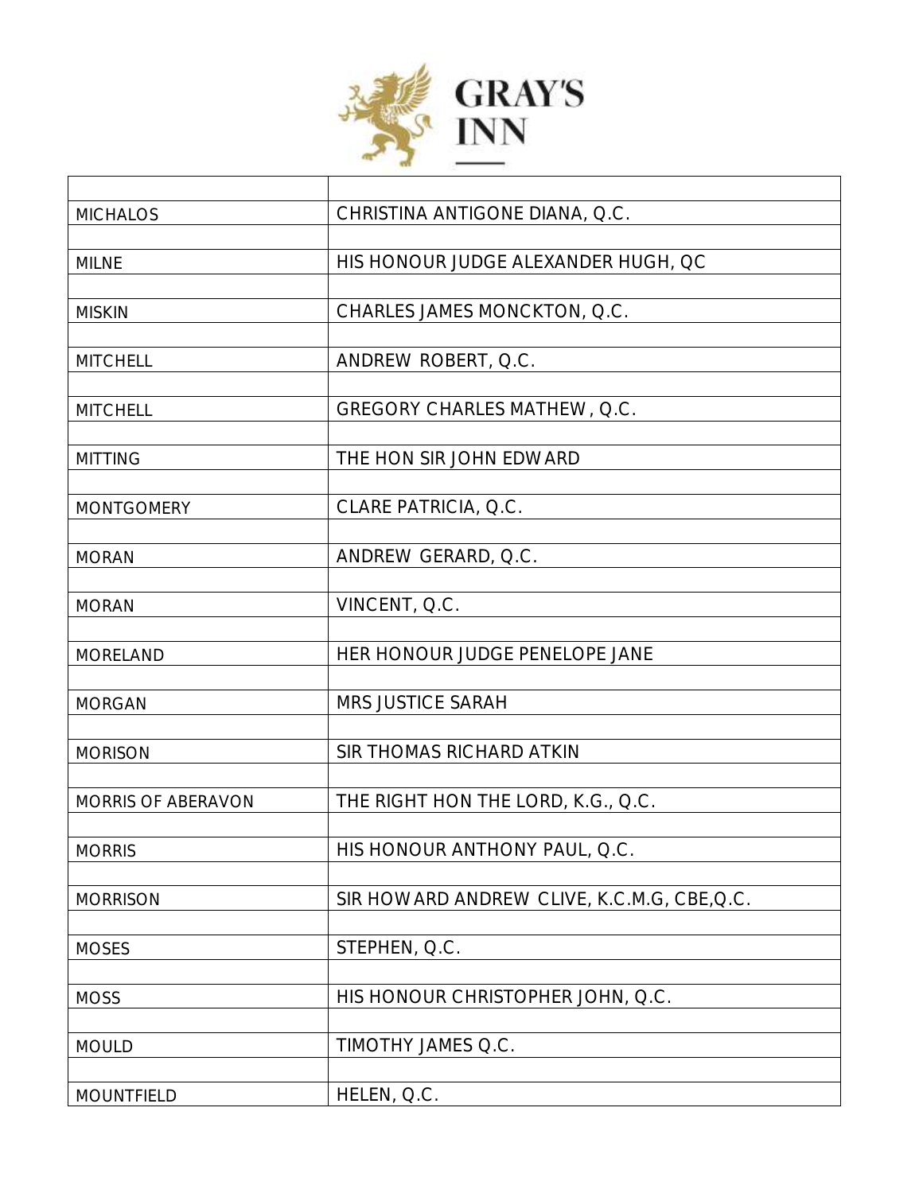**GRAY'S INN**

| | |
|---|---|
| MICHALOS | CHRISTINA ANTIGONE DIANA, Q.C. |
| | |
| MILNE | HIS HONOUR JUDGE ALEXANDER HUGH, QC |
| | |
| MISKIN | CHARLES JAMES MONCKTON, Q.C. |
| | |
| MITCHELL | ANDREW ROBERT, Q.C. |
| | |
| MITCHELL | GREGORY CHARLES MATHEW, Q.C. |
| | |
| MITTING | THE HON SIR JOHN EDWARD |
| | |
| MONTGOMERY | CLARE PATRICIA, Q.C. |
| | |
| MORAN | ANDREW GERARD, Q.C. |
| | |
| MORAN | VINCENT, Q.C. |
| | |
| MORELAND | HER HONOUR JUDGE PENELOPE JANE |
| | |
| MORGAN | MRS JUSTICE SARAH |
| | |
| MORISON | SIR THOMAS RICHARD ATKIN |
| | |
| MORRIS OF ABERAVON | THE RIGHT HON THE LORD, K.G., Q.C. |
| | |
| MORRIS | HIS HONOUR ANTHONY PAUL, Q.C. |
| | |
| MORRISON | SIR HOWARD ANDREW CLIVE, K.C.M.G, CBE,Q.C. |
| | |
| MOSES | STEPHEN, Q.C. |
| | |
| MOSS | HIS HONOUR CHRISTOPHER JOHN, Q.C. |
| | |
| MOULD | TIMOTHY JAMES Q.C. |
| | |
| MOUNTFIELD | HELEN, Q.C. |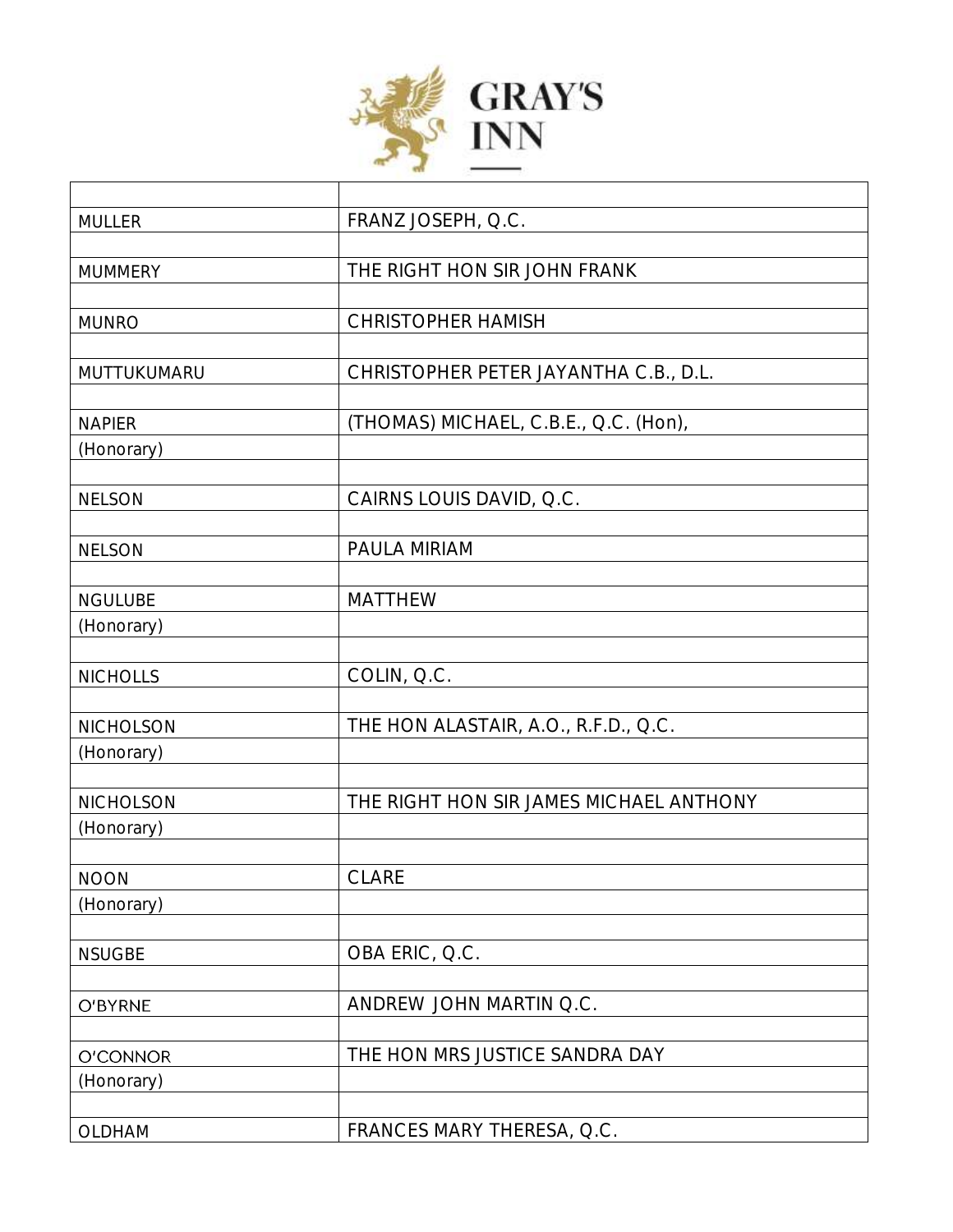| | |
|---|---|
| MULLER | FRANZ JOSEPH, Q.C. |
| | |
| MUMMERY | THE RIGHT HON SIR JOHN FRANK |
| | |
| MUNRO | CHRISTOPHER HAMISH |
| | |
| MUTTUKUMARU | CHRISTOPHER PETER JAYANTHA C.B., D.L. |
| | |
| NAPIER | (THOMAS) MICHAEL, C.B.E., Q.C. (Hon), |
| (Honorary) | |
| | |
| NELSON | CAIRNS LOUIS DAVID, Q.C. |
| | |
| NELSON | PAULA MIRIAM |
| | |
| NGULUBE | MATTHEW |
| (Honorary) | |
| | |
| NICHOLLS | COLIN, Q.C. |
| | |
| NICHOLSON | THE HON ALASTAIR, A.O., R.F.D., Q.C. |
| (Honorary) | |
| | |
| NICHOLSON | THE RIGHT HON SIR JAMES MICHAEL ANTHONY |
| (Honorary) | |
| | |
| NOON | CLARE |
| (Honorary) | |
| | |
| NSUGBE | OBA ERIC, Q.C. |
| | |
| O'BYRNE | ANDREW JOHN MARTIN Q.C. |
| | |
| O'CONNOR | THE HON MRS JUSTICE SANDRA DAY |
| (Honorary) | |
| | |
| OLDHAM | FRANCES MARY THERESA, Q.C. |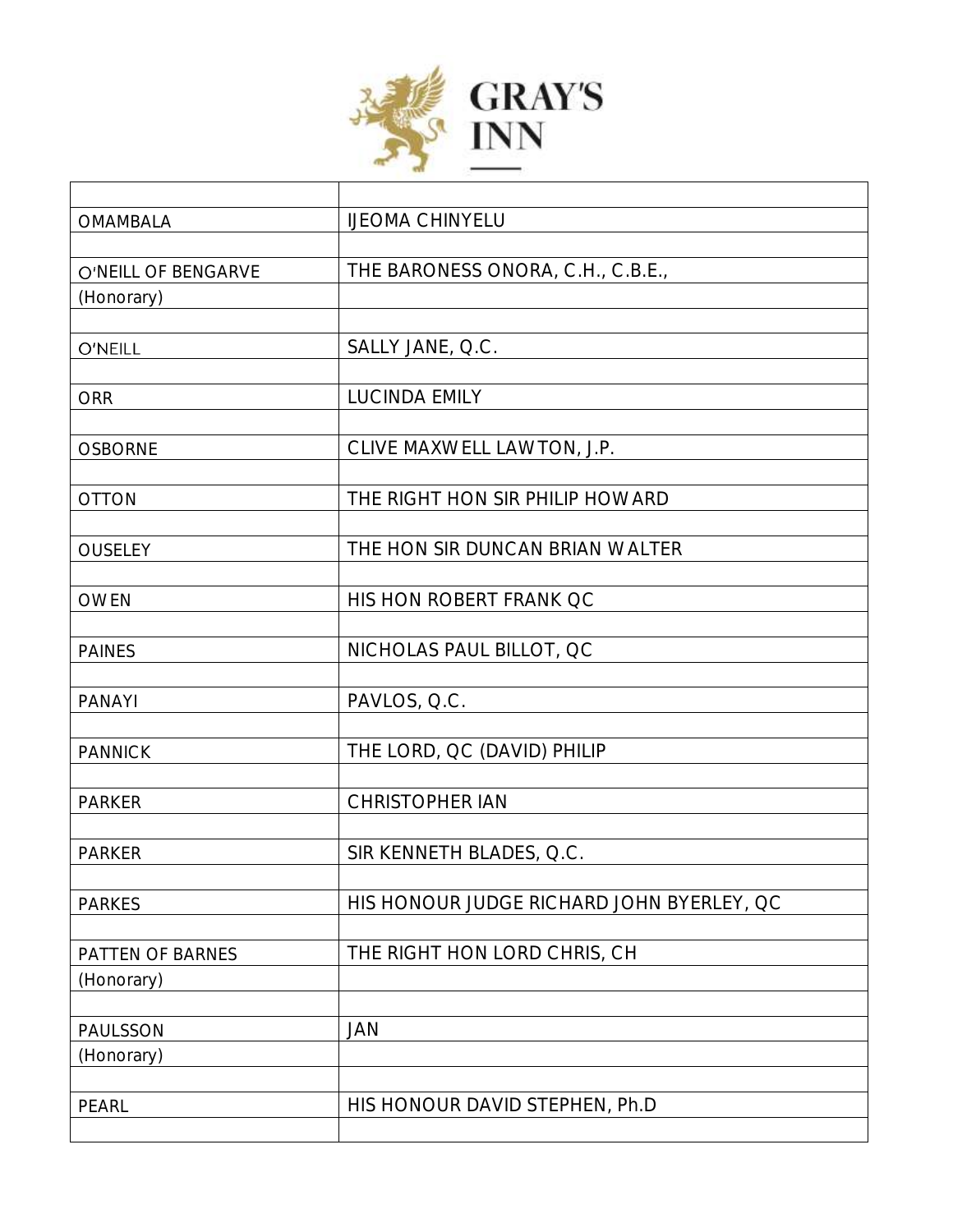# GRAY'S INN

| | |
|---|---|
| OMAMBALA | IJEOMA CHINYELU |
| | |
| O'NEILL OF BENGARVE | THE BARONESS ONORA, C.H., C.B.E., |
| (Honorary) | |
| | |
| O'NEILL | SALLY JANE, Q.C. |
| | |
| ORR | LUCINDA EMILY |
| | |
| OSBORNE | CLIVE MAXWELL LAWTON, J.P. |
| | |
| OTTON | THE RIGHT HON SIR PHILIP HOWARD |
| | |
| OUSELEY | THE HON SIR DUNCAN BRIAN WALTER |
| | |
| OWEN | HIS HON ROBERT FRANK QC |
| | |
| PAINES | NICHOLAS PAUL BILLOT, QC |
| | |
| PANAYI | PAVLOS, Q.C. |
| | |
| PANNICK | THE LORD, QC (DAVID) PHILIP |
| | |
| PARKER | CHRISTOPHER IAN |
| | |
| PARKER | SIR KENNETH BLADES, Q.C. |
| | |
| PARKES | HIS HONOUR JUDGE RICHARD JOHN BYERLEY, QC |
| | |
| PATTEN OF BARNES | THE RIGHT HON LORD CHRIS, CH |
| (Honorary) | |
| | |
| PAULSSON | JAN |
| (Honorary) | |
| | |
| PEARL | HIS HONOUR DAVID STEPHEN, Ph.D |
| | |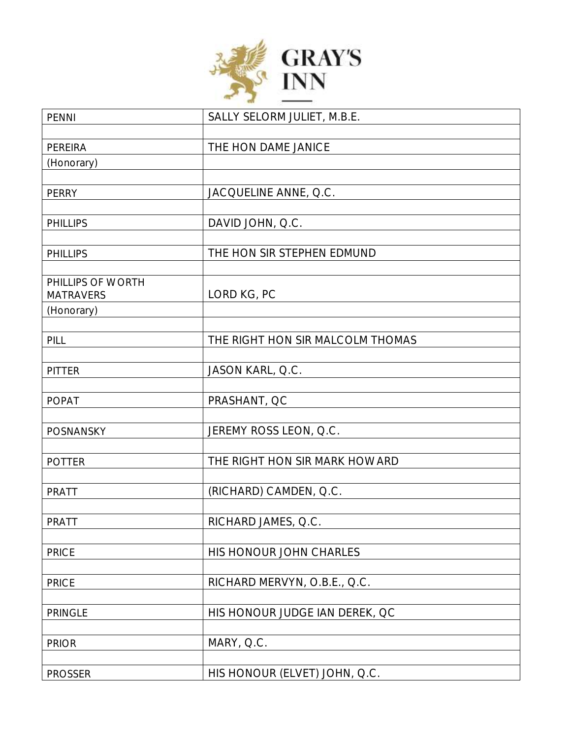| PENNI | SALLY SELORM JULIET, M.B.E. |
|---|---|
| | |
| PEREIRA | THE HON DAME JANICE |
| (Honorary) | |
| | |
| PERRY | JACQUELINE ANNE, Q.C. |
| | |
| PHILLIPS | DAVID JOHN, Q.C. |
| | |
| PHILLIPS | THE HON SIR STEPHEN EDMUND |
| | |
| PHILLIPS OF WORTH MATRAVERS | LORD KG, PC |
| (Honorary) | |
| | |
| PILL | THE RIGHT HON SIR MALCOLM THOMAS |
| | |
| PITTER | JASON KARL, Q.C. |
| | |
| POPAT | PRASHANT, QC |
| | |
| POSNANSKY | JEREMY ROSS LEON, Q.C. |
| | |
| POTTER | THE RIGHT HON SIR MARK HOWARD |
| | |
| PRATT | (RICHARD) CAMDEN, Q.C. |
| | |
| PRATT | RICHARD JAMES, Q.C. |
| | |
| PRICE | HIS HONOUR JOHN CHARLES |
| | |
| PRICE | RICHARD MERVYN, O.B.E., Q.C. |
| | |
| PRINGLE | HIS HONOUR JUDGE IAN DEREK, QC |
| | |
| PRIOR | MARY, Q.C. |
| | |
| PROSSER | HIS HONOUR (ELVET) JOHN, Q.C. |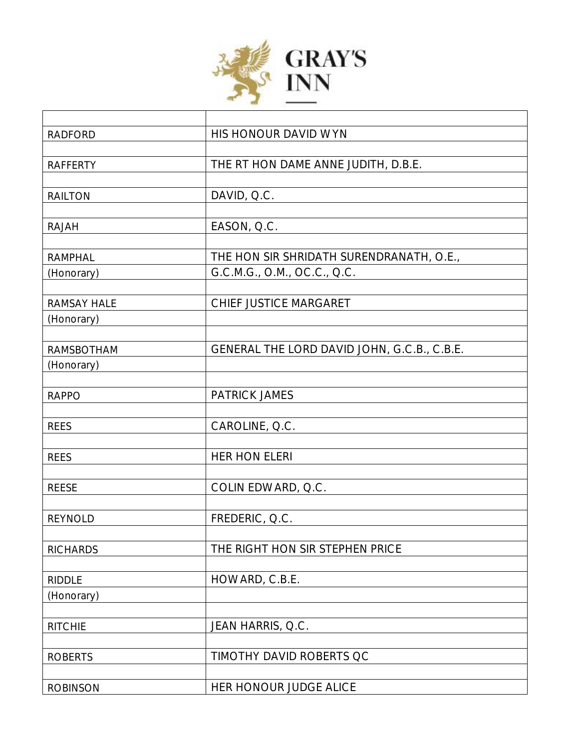| | |
|---|---|
| RADFORD | HIS HONOUR DAVID WYN |
| | |
| RAFFERTY | THE RT HON DAME ANNE JUDITH, D.B.E. |
| | |
| RAILTON | DAVID, Q.C. |
| | |
| RAJAH | EASON, Q.C. |
| | |
| RAMPHAL | THE HON SIR SHRIDATH SURENDRANATH, O.E., |
| (Honorary) | G.C.M.G., O.M., OC.C., Q.C. |
| | |
| RAMSAY HALE | CHIEF JUSTICE MARGARET |
| (Honorary) | |
| | |
| RAMSBOTHAM | GENERAL THE LORD DAVID JOHN, G.C.B., C.B.E. |
| (Honorary) | |
| | |
| RAPPO | PATRICK JAMES |
| | |
| REES | CAROLINE, Q.C. |
| | |
| REES | HER HON ELERI |
| | |
| REESE | COLIN EDWARD, Q.C. |
| | |
| REYNOLD | FREDERIC, Q.C. |
| | |
| RICHARDS | THE RIGHT HON SIR STEPHEN PRICE |
| | |
| RIDDLE | HOWARD, C.B.E. |
| (Honorary) | |
| | |
| RITCHIE | JEAN HARRIS, Q.C. |
| | |
| ROBERTS | TIMOTHY DAVID ROBERTS QC |
| | |
| ROBINSON | HER HONOUR JUDGE ALICE |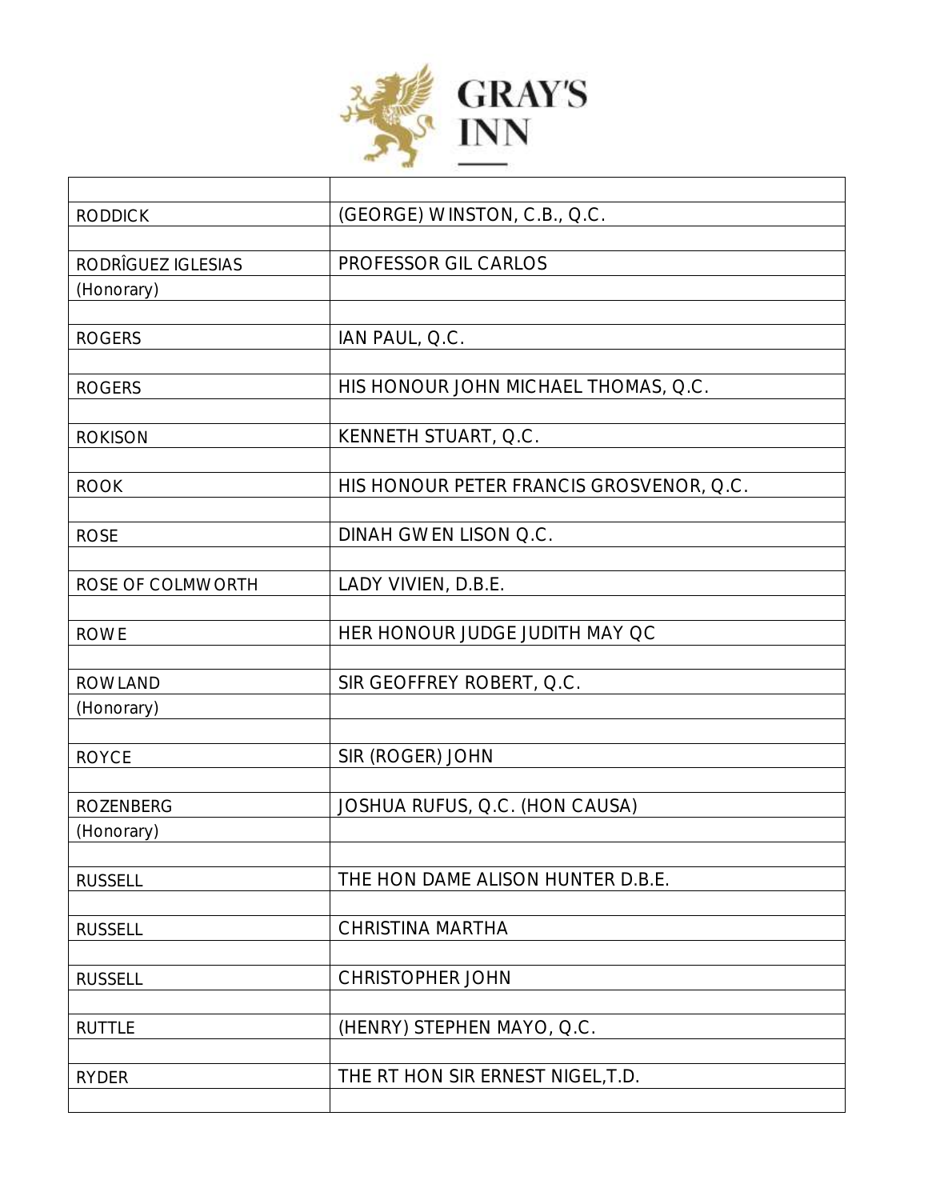| | |
|---|---|
| RODDICK | (GEORGE) WINSTON, C.B., Q.C. |
| | |
| RODRÎGUEZ IGLESIAS | PROFESSOR GIL CARLOS |
| (Honorary) | |
| | |
| ROGERS | IAN PAUL, Q.C. |
| | |
| ROGERS | HIS HONOUR JOHN MICHAEL THOMAS, Q.C. |
| | |
| ROKISON | KENNETH STUART, Q.C. |
| | |
| ROOK | HIS HONOUR PETER FRANCIS GROSVENOR, Q.C. |
| | |
| ROSE | DINAH GWEN LISON Q.C. |
| | |
| ROSE OF COLMWORTH | LADY VIVIEN, D.B.E. |
| | |
| ROWE | HER HONOUR JUDGE JUDITH MAY QC |
| | |
| ROWLAND | SIR GEOFFREY ROBERT, Q.C. |
| (Honorary) | |
| | |
| ROYCE | SIR (ROGER) JOHN |
| | |
| ROZENBERG | JOSHUA RUFUS, Q.C. (HON CAUSA) |
| (Honorary) | |
| | |
| RUSSELL | THE HON DAME ALISON HUNTER D.B.E. |
| | |
| RUSSELL | CHRISTINA MARTHA |
| | |
| RUSSELL | CHRISTOPHER JOHN |
| | |
| RUTTLE | (HENRY) STEPHEN MAYO, Q.C. |
| | |
| RYDER | THE RT HON SIR ERNEST NIGEL,T.D. |
| | |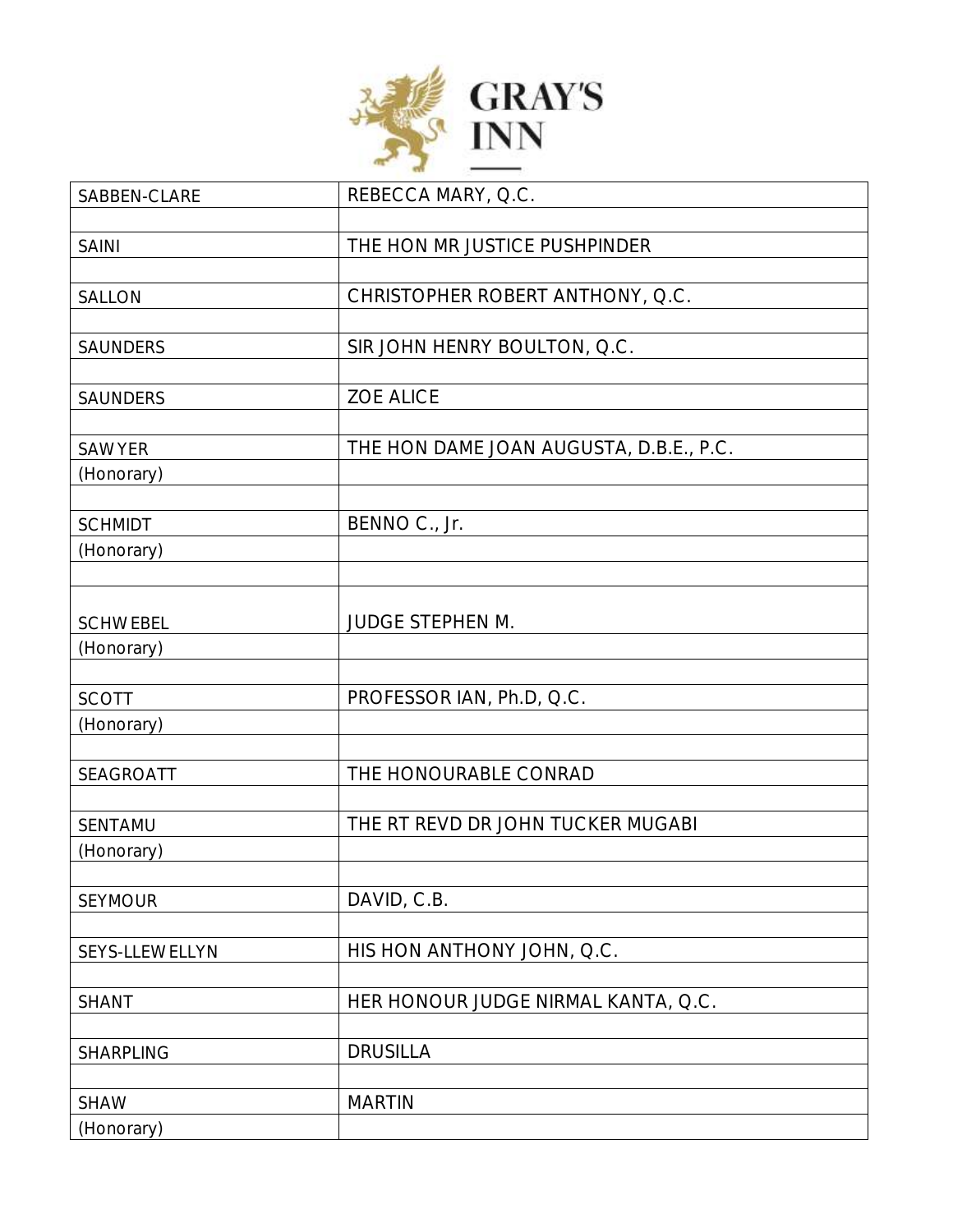| SABBEN-CLARE | REBECCA MARY, Q.C. |
|---|---|
| | |
| SAINI | THE HON MR JUSTICE PUSHPINDER |
| | |
| SALLON | CHRISTOPHER ROBERT ANTHONY, Q.C. |
| | |
| SAUNDERS | SIR JOHN HENRY BOULTON, Q.C. |
| | |
| SAUNDERS | ZOE ALICE |
| | |
| SAWYER | THE HON DAME JOAN AUGUSTA, D.B.E., P.C. |
| (Honorary) | |
| | |
| SCHMIDT | BENNO C., Jr. |
| (Honorary) | |
| | |
| SCHWEBEL | JUDGE STEPHEN M. |
| (Honorary) | |
| | |
| SCOTT | PROFESSOR IAN, Ph.D, Q.C. |
| (Honorary) | |
| | |
| SEAGROATT | THE HONOURABLE CONRAD |
| | |
| SENTAMU | THE RT REVD DR JOHN TUCKER MUGABI |
| (Honorary) | |
| | |
| SEYMOUR | DAVID, C.B. |
| | |
| SEYS-LLEWELLYN | HIS HON ANTHONY JOHN, Q.C. |
| | |
| SHANT | HER HONOUR JUDGE NIRMAL KANTA, Q.C. |
| | |
| SHARPLING | DRUSILLA |
| | |
| SHAW | MARTIN |
| (Honorary) | |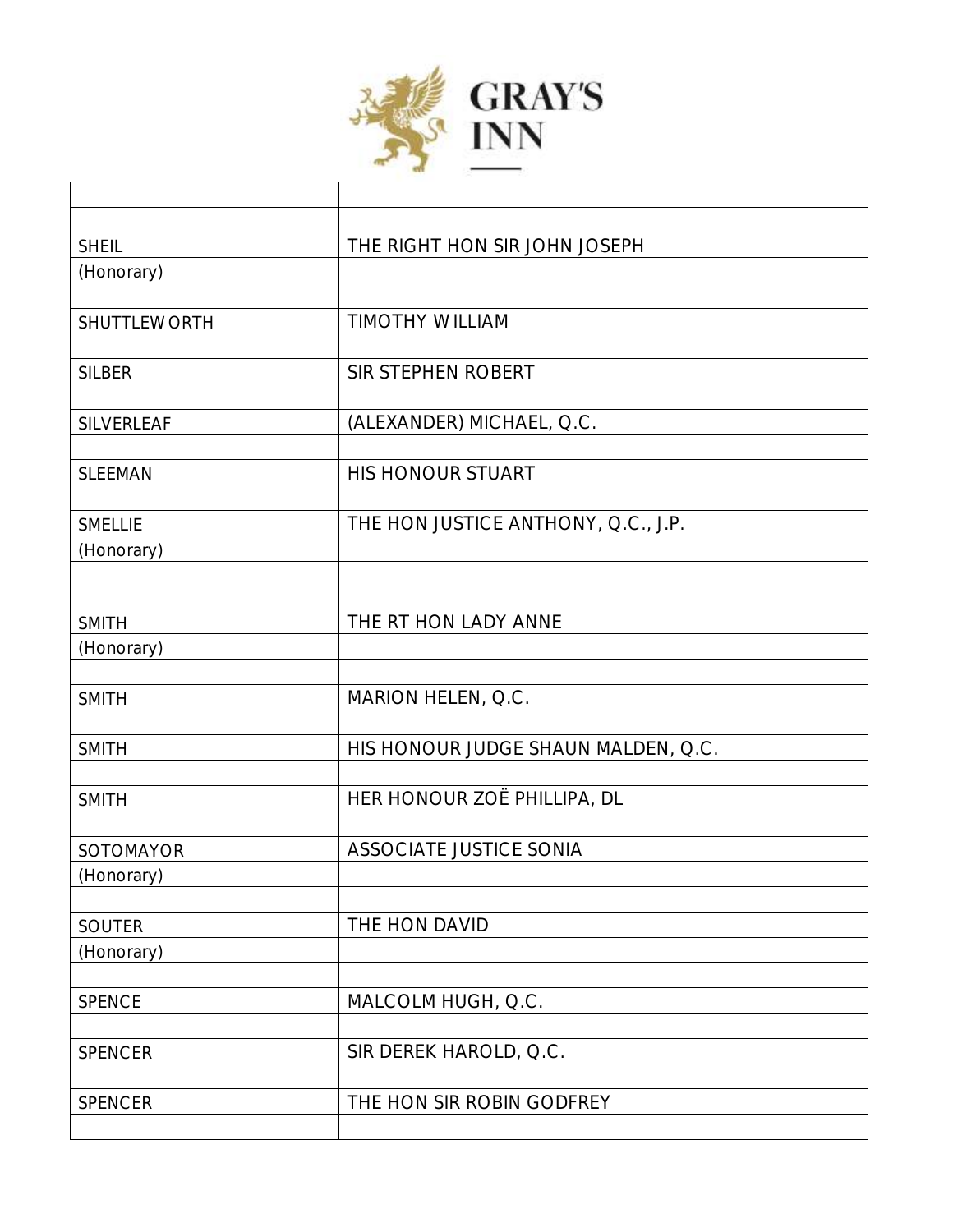| | |
|---|---|
| | |
| SHEIL | THE RIGHT HON SIR JOHN JOSEPH |
| (Honorary) | |
| | |
| SHUTTLEWORTH | TIMOTHY WILLIAM |
| | |
| SILBER | SIR STEPHEN ROBERT |
| | |
| SILVERLEAF | (ALEXANDER) MICHAEL, Q.C. |
| | |
| SLEEMAN | HIS HONOUR STUART |
| | |
| SMELLIE | THE HON JUSTICE ANTHONY, Q.C., J.P. |
| (Honorary) | |
| | |
| SMITH | THE RT HON LADY ANNE |
| (Honorary) | |
| | |
| SMITH | MARION HELEN, Q.C. |
| | |
| SMITH | HIS HONOUR JUDGE SHAUN MALDEN, Q.C. |
| | |
| SMITH | HER HONOUR ZOË PHILLIPA, DL |
| | |
| SOTOMAYOR | ASSOCIATE JUSTICE SONIA |
| (Honorary) | |
| | |
| SOUTER | THE HON DAVID |
| (Honorary) | |
| | |
| SPENCE | MALCOLM HUGH, Q.C. |
| | |
| SPENCER | SIR DEREK HAROLD, Q.C. |
| | |
| SPENCER | THE HON SIR ROBIN GODFREY |
| | |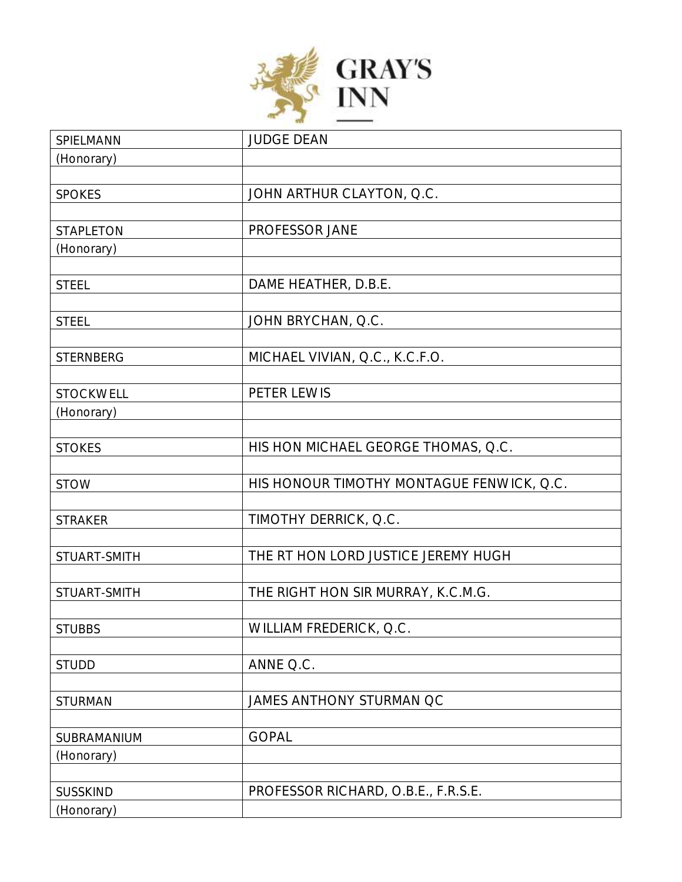| SPIELMANN | JUDGE DEAN |
|---|---|
| (Honorary) | |
| | |
| SPOKES | JOHN ARTHUR CLAYTON, Q.C. |
| | |
| STAPLETON | PROFESSOR JANE |
| (Honorary) | |
| | |
| STEEL | DAME HEATHER, D.B.E. |
| | |
| STEEL | JOHN BRYCHAN, Q.C. |
| | |
| STERNBERG | MICHAEL VIVIAN, Q.C., K.C.F.O. |
| | |
| STOCKWELL | PETER LEWIS |
| (Honorary) | |
| | |
| STOKES | HIS HON MICHAEL GEORGE THOMAS, Q.C. |
| | |
| STOW | HIS HONOUR TIMOTHY MONTAGUE FENWICK, Q.C. |
| | |
| STRAKER | TIMOTHY DERRICK, Q.C. |
| | |
| STUART-SMITH | THE RT HON LORD JUSTICE JEREMY HUGH |
| | |
| STUART-SMITH | THE RIGHT HON SIR MURRAY, K.C.M.G. |
| | |
| STUBBS | WILLIAM FREDERICK, Q.C. |
| | |
| STUDD | ANNE Q.C. |
| | |
| STURMAN | JAMES ANTHONY STURMAN QC |
| | |
| SUBRAMANIUM | GOPAL |
| (Honorary) | |
| | |
| SUSSKIND | PROFESSOR RICHARD, O.B.E., F.R.S.E. |
| (Honorary) | |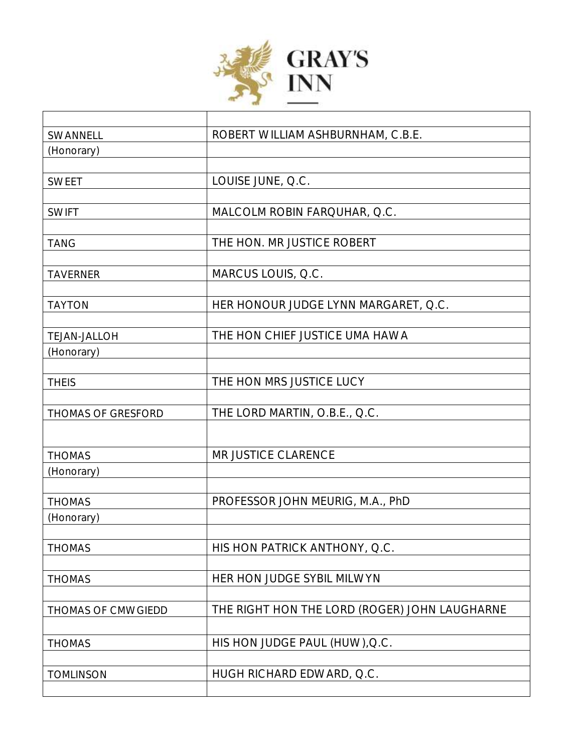| | |
|---|---|
| SWANNELL | ROBERT WILLIAM ASHBURNHAM, C.B.E. |
| (Honorary) | |
| | |
| SWEET | LOUISE JUNE, Q.C. |
| | |
| SWIFT | MALCOLM ROBIN FARQUHAR, Q.C. |
| | |
| TANG | THE HON. MR JUSTICE ROBERT |
| | |
| TAVERNER | MARCUS LOUIS, Q.C. |
| | |
| TAYTON | HER HONOUR JUDGE LYNN MARGARET, Q.C. |
| | |
| TEJAN-JALLOH | THE HON CHIEF JUSTICE UMA HAWA |
| (Honorary) | |
| | |
| THEIS | THE HON MRS JUSTICE LUCY |
| | |
| THOMAS OF GRESFORD | THE LORD MARTIN, O.B.E., Q.C. |
| | |
| THOMAS | MR JUSTICE CLARENCE |
| (Honorary) | |
| | |
| THOMAS | PROFESSOR JOHN MEURIG, M.A., PhD |
| (Honorary) | |
| | |
| THOMAS | HIS HON PATRICK ANTHONY, Q.C. |
| | |
| THOMAS | HER HON JUDGE SYBIL MILWYN |
| | |
| THOMAS OF CMWGIEDD | THE RIGHT HON THE LORD (ROGER) JOHN LAUGHARNE |
| | |
| THOMAS | HIS HON JUDGE PAUL (HUW),Q.C. |
| | |
| TOMLINSON | HUGH RICHARD EDWARD, Q.C. |
| | |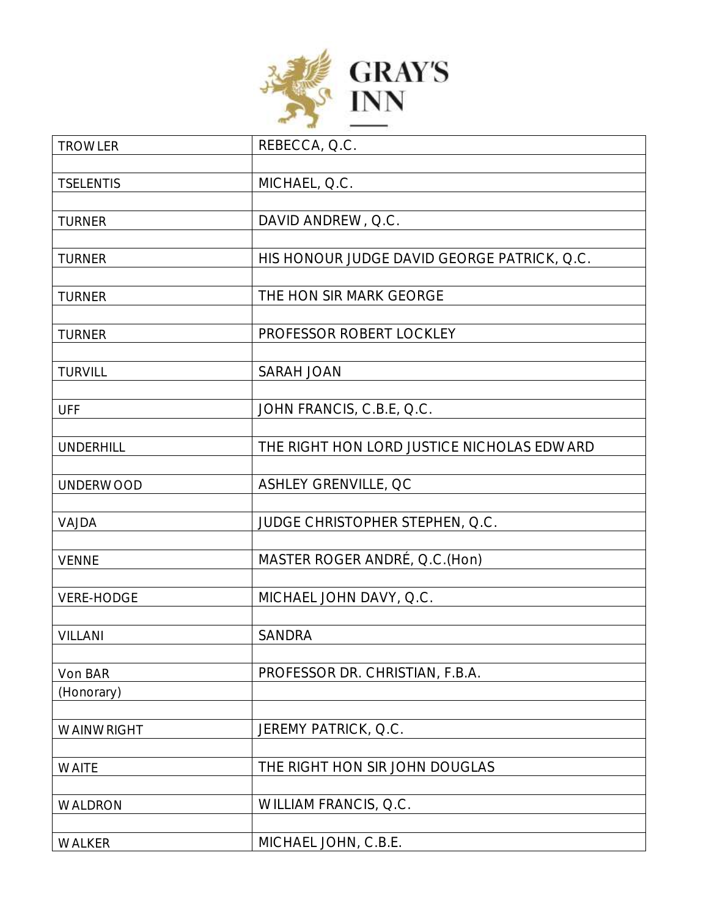| | |
|---|---|
| TROWLER | REBECCA, Q.C. |
| | |
| TSELENTIS | MICHAEL, Q.C. |
| | |
| TURNER | DAVID ANDREW, Q.C. |
| | |
| TURNER | HIS HONOUR JUDGE DAVID GEORGE PATRICK, Q.C. |
| | |
| TURNER | THE HON SIR MARK GEORGE |
| | |
| TURNER | PROFESSOR ROBERT LOCKLEY |
| | |
| TURVILL | SARAH JOAN |
| | |
| UFF | JOHN FRANCIS, C.B.E, Q.C. |
| | |
| UNDERHILL | THE RIGHT HON LORD JUSTICE NICHOLAS EDWARD |
| | |
| UNDERWOOD | ASHLEY GRENVILLE, QC |
| | |
| VAJDA | JUDGE CHRISTOPHER STEPHEN, Q.C. |
| | |
| VENNE | MASTER ROGER ANDRÉ, Q.C.(Hon) |
| | |
| VERE-HODGE | MICHAEL JOHN DAVY, Q.C. |
| | |
| VILLANI | SANDRA |
| | |
| Von BAR | PROFESSOR DR. CHRISTIAN, F.B.A. |
| (Honorary) | |
| | |
| WAINWRIGHT | JEREMY PATRICK, Q.C. |
| | |
| WAITE | THE RIGHT HON SIR JOHN DOUGLAS |
| | |
| WALDRON | WILLIAM FRANCIS, Q.C. |
| | |
| WALKER | MICHAEL JOHN, C.B.E. |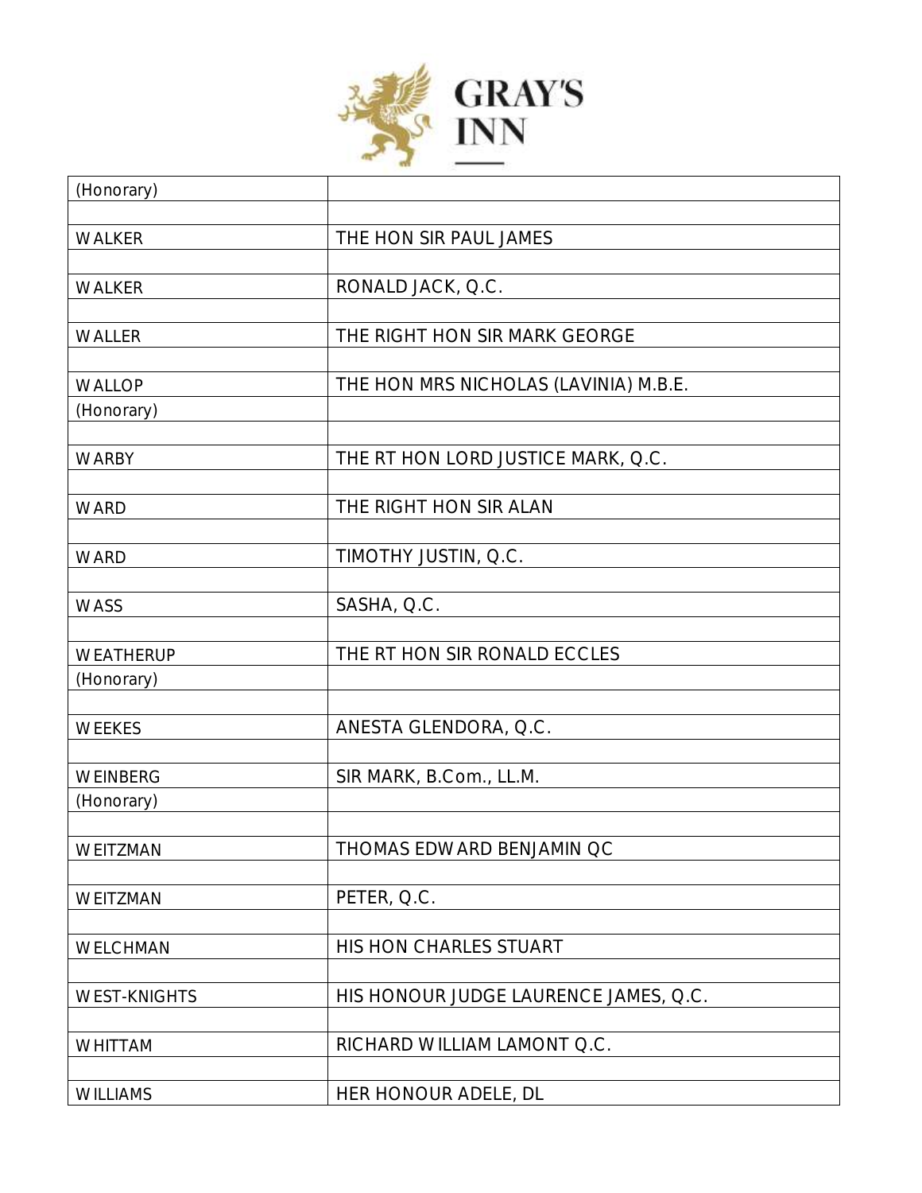| | |
|---|---|
| (Honorary) | |
| | |
| WALKER | THE HON SIR PAUL JAMES |
| | |
| WALKER | RONALD JACK, Q.C. |
| | |
| WALLER | THE RIGHT HON SIR MARK GEORGE |
| | |
| WALLOP | THE HON MRS NICHOLAS (LAVINIA) M.B.E. |
| (Honorary) | |
| | |
| WARBY | THE RT HON LORD JUSTICE MARK, Q.C. |
| | |
| WARD | THE RIGHT HON SIR ALAN |
| | |
| WARD | TIMOTHY JUSTIN, Q.C. |
| | |
| WASS | SASHA, Q.C. |
| | |
| WEATHERUP | THE RT HON SIR RONALD ECCLES |
| (Honorary) | |
| | |
| WEEKES | ANESTA GLENDORA, Q.C. |
| | |
| WEINBERG | SIR MARK, B.Com., LL.M. |
| (Honorary) | |
| | |
| WEITZMAN | THOMAS EDWARD BENJAMIN QC |
| | |
| WEITZMAN | PETER, Q.C. |
| | |
| WELCHMAN | HIS HON CHARLES STUART |
| | |
| WEST-KNIGHTS | HIS HONOUR JUDGE LAURENCE JAMES, Q.C. |
| | |
| WHITTAM | RICHARD WILLIAM LAMONT Q.C. |
| | |
| WILLIAMS | HER HONOUR ADELE, DL |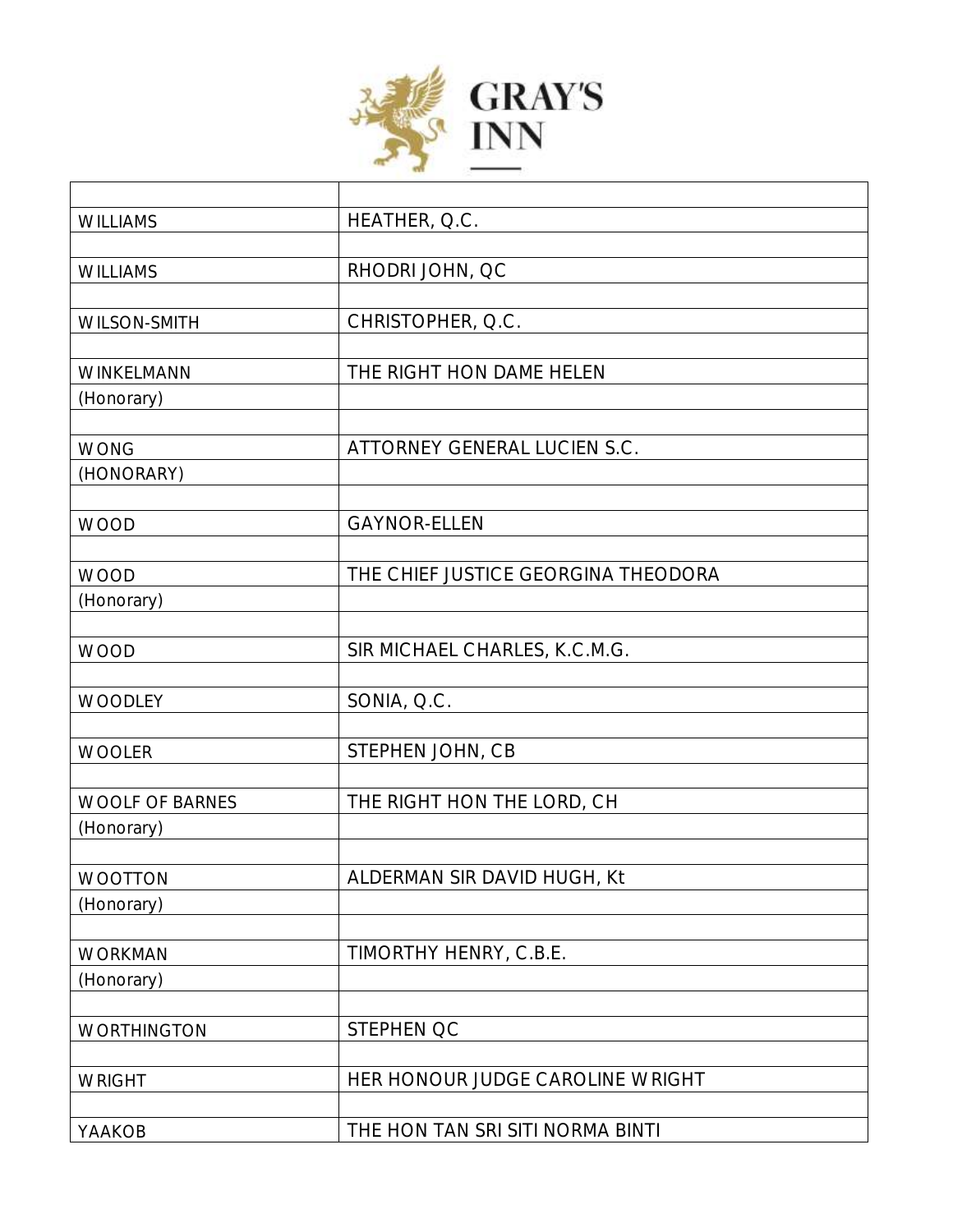| | |
|---|---|
| WILLIAMS | HEATHER, Q.C. |
| | |
| WILLIAMS | RHODRI JOHN, QC |
| | |
| WILSON-SMITH | CHRISTOPHER, Q.C. |
| | |
| WINKELMANN | THE RIGHT HON DAME HELEN |
| (Honorary) | |
| | |
| WONG | ATTORNEY GENERAL LUCIEN S.C. |
| (HONORARY) | |
| | |
| WOOD | GAYNOR-ELLEN |
| | |
| WOOD | THE CHIEF JUSTICE GEORGINA THEODORA |
| (Honorary) | |
| | |
| WOOD | SIR MICHAEL CHARLES, K.C.M.G. |
| | |
| WOODLEY | SONIA, Q.C. |
| | |
| WOOLER | STEPHEN JOHN, CB |
| | |
| WOOLF OF BARNES | THE RIGHT HON THE LORD, CH |
| (Honorary) | |
| | |
| WOOTTON | ALDERMAN SIR DAVID HUGH, Kt |
| (Honorary) | |
| | |
| WORKMAN | TIMORTHY HENRY, C.B.E. |
| (Honorary) | |
| | |
| WORTHINGTON | STEPHEN QC |
| | |
| WRIGHT | HER HONOUR JUDGE CAROLINE WRIGHT |
| | |
| YAAKOB | THE HON TAN SRI SITI NORMA BINTI |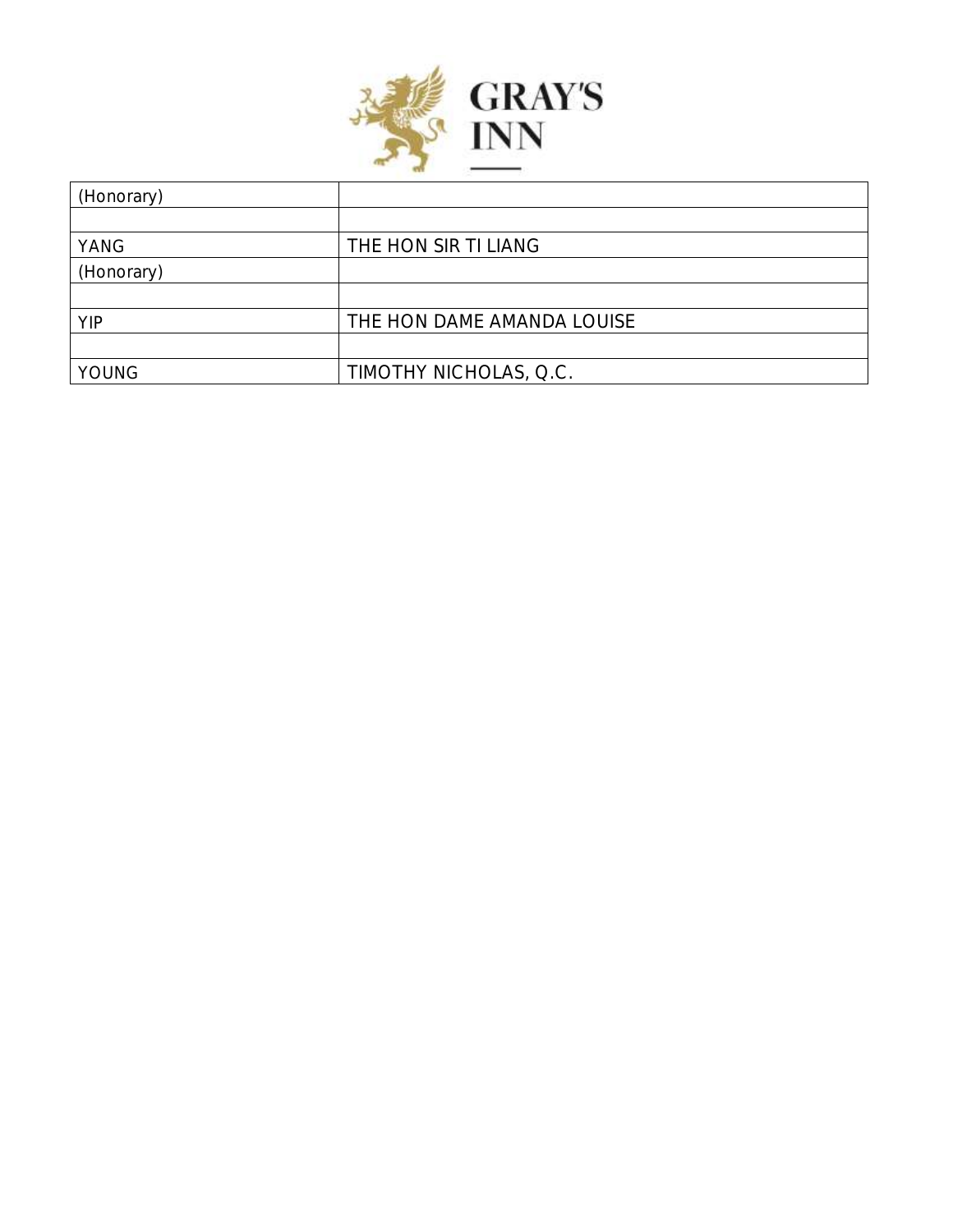| | |
|---|---|
| (Honorary) | |
| | |
| YANG | THE HON SIR TI LIANG |
| (Honorary) | |
| | |
| YIP | THE HON DAME AMANDA LOUISE |
| | |
| YOUNG | TIMOTHY NICHOLAS, Q.C. |